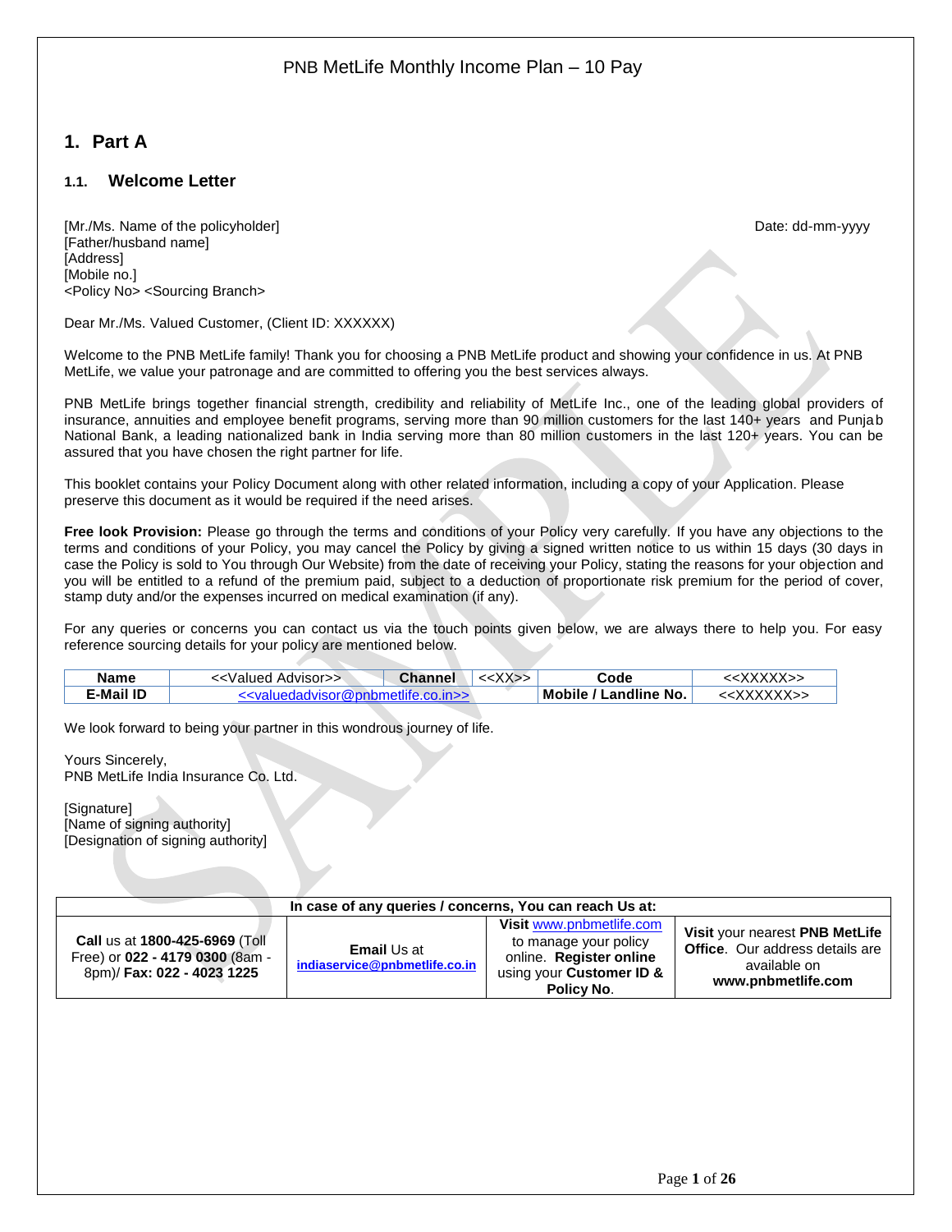PNB MetLife Monthly Income Plan – 10 Pay

# 1. Part A

## 1.1. Welcome Letter

[Mr./Ms. Name of the policyholder]
[Father/husband name]
[Address]
[Mobile no.]
<Policy No> <Sourcing Branch>

Date: dd-mm-yyyy

Dear Mr./Ms. Valued Customer, (Client ID: XXXXXX)

Welcome to the PNB MetLife family! Thank you for choosing a PNB MetLife product and showing your confidence in us. At PNB MetLife, we value your patronage and are committed to offering you the best services always.

PNB MetLife brings together financial strength, credibility and reliability of MetLife Inc., one of the leading global providers of insurance, annuities and employee benefit programs, serving more than 90 million customers for the last 140+ years and Punjab National Bank, a leading nationalized bank in India serving more than 80 million customers in the last 120+ years. You can be assured that you have chosen the right partner for life.

This booklet contains your Policy Document along with other related information, including a copy of your Application. Please preserve this document as it would be required if the need arises.

**Free look Provision:** Please go through the terms and conditions of your Policy very carefully. If you have any objections to the terms and conditions of your Policy, you may cancel the Policy by giving a signed written notice to us within 15 days (30 days in case the Policy is sold to You through Our Website) from the date of receiving your Policy, stating the reasons for your objection and you will be entitled to a refund of the premium paid, subject to a deduction of proportionate risk premium for the period of cover, stamp duty and/or the expenses incurred on medical examination (if any).

For any queries or concerns you can contact us via the touch points given below, we are always there to help you. For easy reference sourcing details for your policy are mentioned below.

| **Name** | <<Valued Advisor>> | **Channel** | <<XX>> | **Code** | <<XXXXX>> |
|---|---|---|---|---|---|
| **E-Mail ID** | <<valuedadvisor@pnbmetlife.co.in>> | | | **Mobile / Landline No.** | <<XXXXXXX>> |

We look forward to being your partner in this wondrous journey of life.

Yours Sincerely,
PNB MetLife India Insurance Co. Ltd.

[Signature]
[Name of signing authority]
[Designation of signing authority]

| In case of any queries / concerns, You can reach Us at: | | | |
|---|---|---|---|
| **Call** us at **1800-425-6969** (Toll Free) or **022 - 4179 0300** (8am - 8pm)/ **Fax: 022 - 4023 1225** | **Email** Us at **indiaservice@pnbmetlife.co.in** | **Visit** www.pnbmetlife.com to manage your policy online. **Register online** using your **Customer ID & Policy No**. | **Visit** your nearest **PNB MetLife Office**. Our address details are available on **www.pnbmetlife.com** |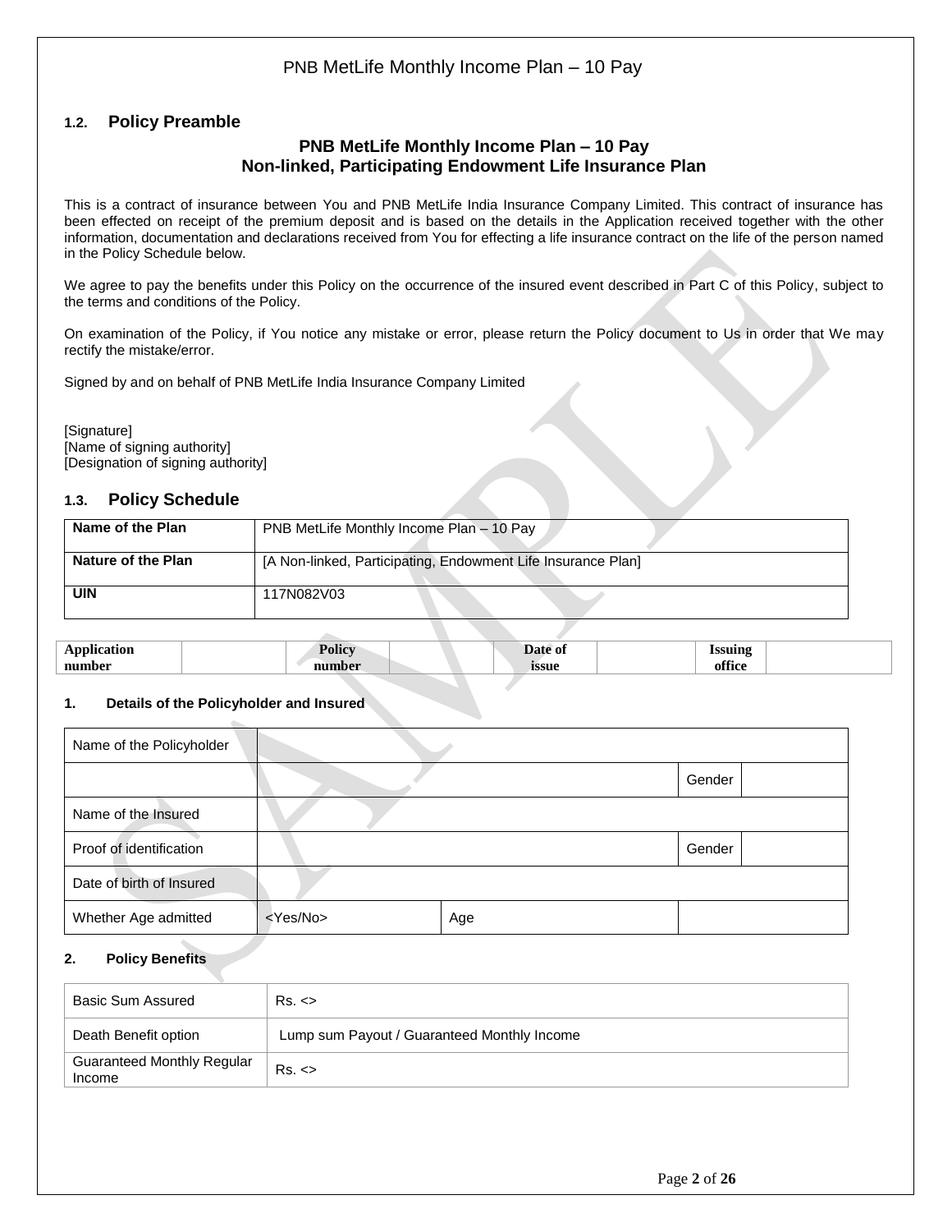### 1.2. Policy Preamble

**PNB MetLife Monthly Income Plan – 10 Pay**
**Non-linked, Participating Endowment Life Insurance Plan**

This is a contract of insurance between You and PNB MetLife India Insurance Company Limited. This contract of insurance has been effected on receipt of the premium deposit and is based on the details in the Application received together with the other information, documentation and declarations received from You for effecting a life insurance contract on the life of the person named in the Policy Schedule below.

We agree to pay the benefits under this Policy on the occurrence of the insured event described in Part C of this Policy, subject to the terms and conditions of the Policy.

On examination of the Policy, if You notice any mistake or error, please return the Policy document to Us in order that We may rectify the mistake/error.

Signed by and on behalf of PNB MetLife India Insurance Company Limited

[Signature]
[Name of signing authority]
[Designation of signing authority]

### 1.3. Policy Schedule

| Name of the Plan | PNB MetLife Monthly Income Plan – 10 Pay |
|---|---|
| Nature of the Plan | [A Non-linked, Participating, Endowment Life Insurance Plan] |
| UIN | 117N082V03 |

| Application number | | Policy number | | Date of issue | | Issuing office | |
|---|---|---|---|---|---|---|---|

**1. Details of the Policyholder and Insured**

| Name of the Policyholder | | | |
|---|---|---|---|
| | | Gender | |
| Name of the Insured | | | |
| Proof of identification | | Gender | |
| Date of birth of Insured | | | |
| Whether Age admitted | <Yes/No> | Age | |

**2. Policy Benefits**

| Basic Sum Assured | Rs. <> |
|---|---|
| Death Benefit option | Lump sum Payout / Guaranteed Monthly Income |
| Guaranteed Monthly Regular Income | Rs. <> |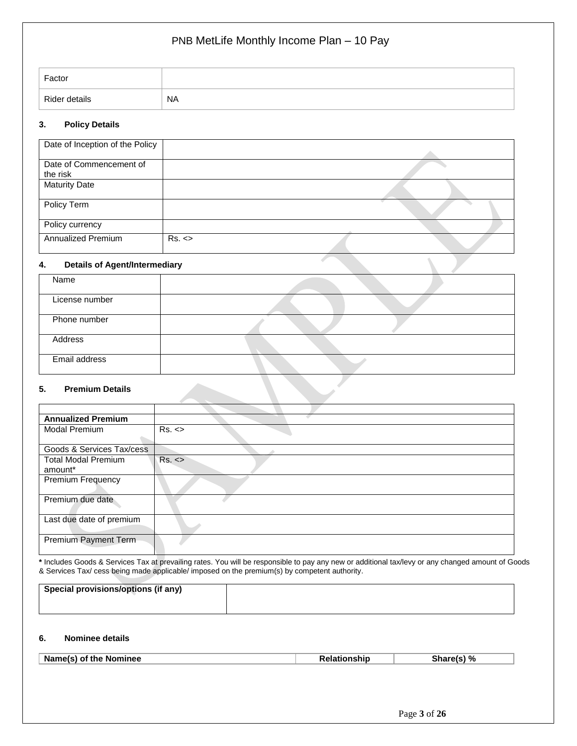| Factor | |
|---|---|
| Rider details | NA |

### 3. Policy Details

| Date of Inception of the Policy | |
|---|---|
| Date of Commencement of the risk | |
| Maturity Date | |
| Policy Term | |
| Policy currency | |
| Annualized Premium | Rs. <> |

### 4. Details of Agent/Intermediary

| Name | |
|---|---|
| License number | |
| Phone number | |
| Address | |
| Email address | |

### 5. Premium Details

| | |
|---|---|
| **Annualized Premium** | |
| Modal Premium | Rs. <> |
| Goods & Services Tax/cess | |
| Total Modal Premium amount* | Rs. <> |
| Premium Frequency | |
| Premium due date | |
| Last due date of premium | |
| Premium Payment Term | |

**\*** Includes Goods & Services Tax at prevailing rates. You will be responsible to pay any new or additional tax/levy or any changed amount of Goods & Services Tax/ cess being made applicable/ imposed on the premium(s) by competent authority.

| **Special provisions/options (if any)** | |
|---|---|

### 6. Nominee details

| Name(s) of the Nominee | Relationship | Share(s) % |
|---|---|---|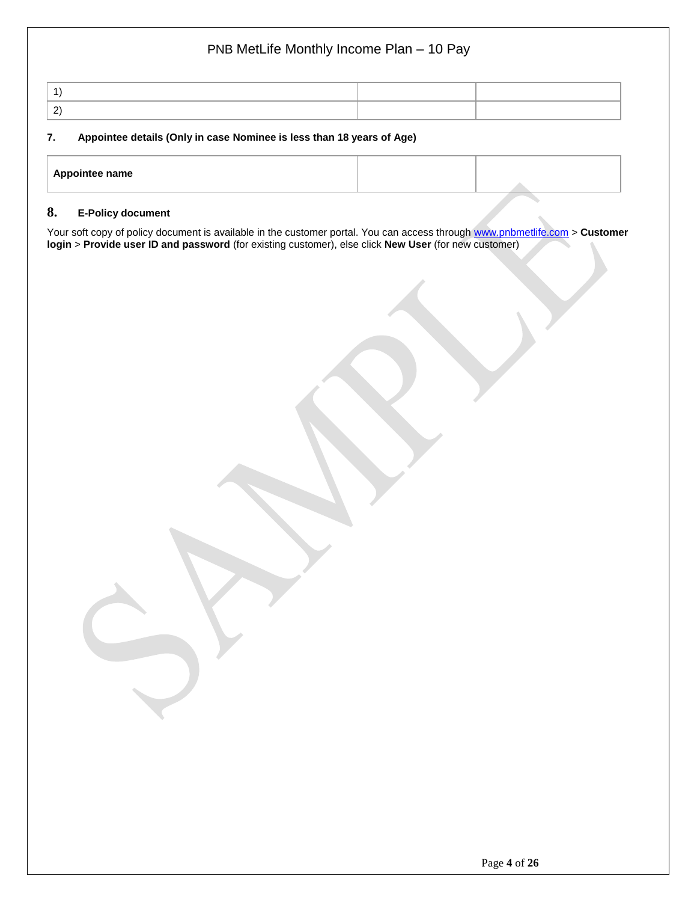| | | |
|---|---|---|
| 1) | | |
| 2) | | |

**7. Appointee details (Only in case Nominee is less than 18 years of Age)**

| | | |
|---|---|---|
| **Appointee name** | | |

**8. E-Policy document**

Your soft copy of policy document is available in the customer portal. You can access through www.pnbmetlife.com > **Customer login** > **Provide user ID and password** (for existing customer), else click **New User** (for new customer)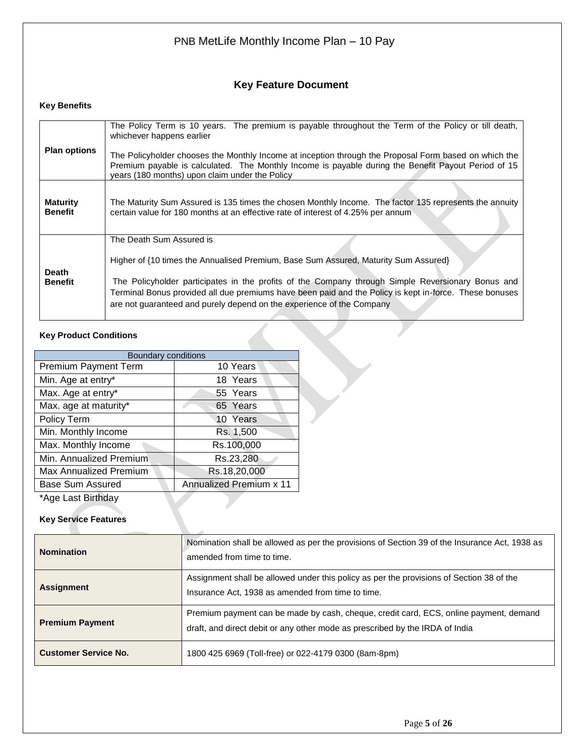# PNB MetLife Monthly Income Plan – 10 Pay

## Key Feature Document

### Key Benefits

| | |
|---|---|
| **Plan options** | The Policy Term is 10 years. The premium is payable throughout the Term of the Policy or till death, whichever happens earlier<br><br>The Policyholder chooses the Monthly Income at inception through the Proposal Form based on which the Premium payable is calculated. The Monthly Income is payable during the Benefit Payout Period of 15 years (180 months) upon claim under the Policy |
| **Maturity Benefit** | The Maturity Sum Assured is 135 times the chosen Monthly Income. The factor 135 represents the annuity certain value for 180 months at an effective rate of interest of 4.25% per annum |
| **Death Benefit** | The Death Sum Assured is<br><br>Higher of {10 times the Annualised Premium, Base Sum Assured, Maturity Sum Assured}<br><br>The Policyholder participates in the profits of the Company through Simple Reversionary Bonus and Terminal Bonus provided all due premiums have been paid and the Policy is kept in-force. These bonuses are not guaranteed and purely depend on the experience of the Company |

### Key Product Conditions

| Boundary conditions | |
|---|---|
| Premium Payment Term | 10 Years |
| Min. Age at entry* | 18 Years |
| Max. Age at entry* | 55 Years |
| Max. age at maturity* | 65 Years |
| Policy Term | 10 Years |
| Min. Monthly Income | Rs. 1,500 |
| Max. Monthly Income | Rs.100,000 |
| Min. Annualized Premium | Rs.23,280 |
| Max Annualized Premium | Rs.18,20,000 |
| Base Sum Assured | Annualized Premium x 11 |

*Age Last Birthday

### Key Service Features

| | |
|---|---|
| **Nomination** | Nomination shall be allowed as per the provisions of Section 39 of the Insurance Act, 1938 as amended from time to time. |
| **Assignment** | Assignment shall be allowed under this policy as per the provisions of Section 38 of the Insurance Act, 1938 as amended from time to time. |
| **Premium Payment** | Premium payment can be made by cash, cheque, credit card, ECS, online payment, demand draft, and direct debit or any other mode as prescribed by the IRDA of India |
| **Customer Service No.** | 1800 425 6969 (Toll-free) or 022-4179 0300 (8am-8pm) |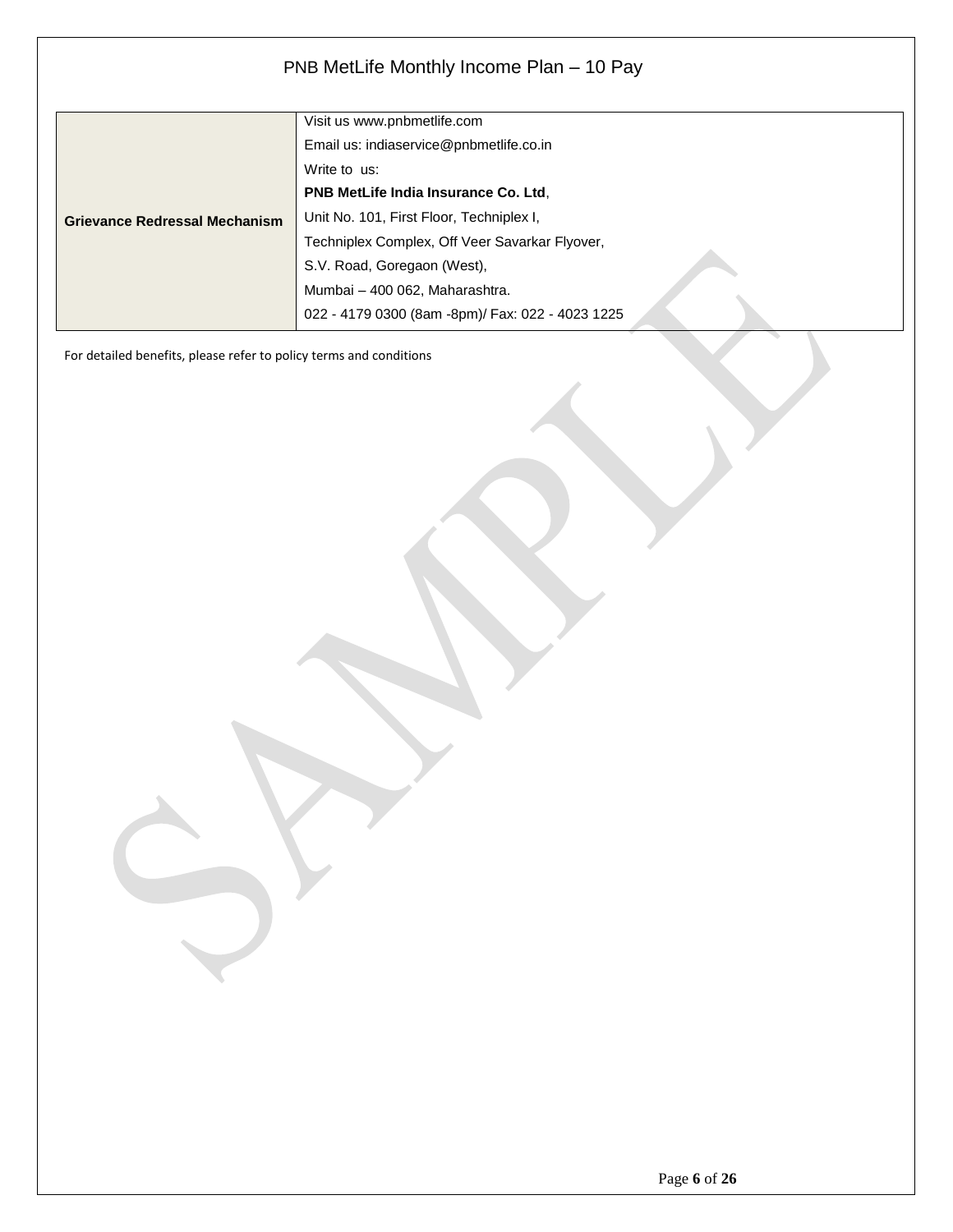| Grievance Redressal Mechanism | Visit us www.pnbmetlife.com<br>Email us: indiaservice@pnbmetlife.co.in<br>Write to us:<br>**PNB MetLife India Insurance Co. Ltd**,<br>Unit No. 101, First Floor, Techniplex I,<br>Techniplex Complex, Off Veer Savarkar Flyover,<br>S.V. Road, Goregaon (West),<br>Mumbai – 400 062, Maharashtra.<br>022 - 4179 0300 (8am -8pm)/ Fax: 022 - 4023 1225 |
|---|---|

For detailed benefits, please refer to policy terms and conditions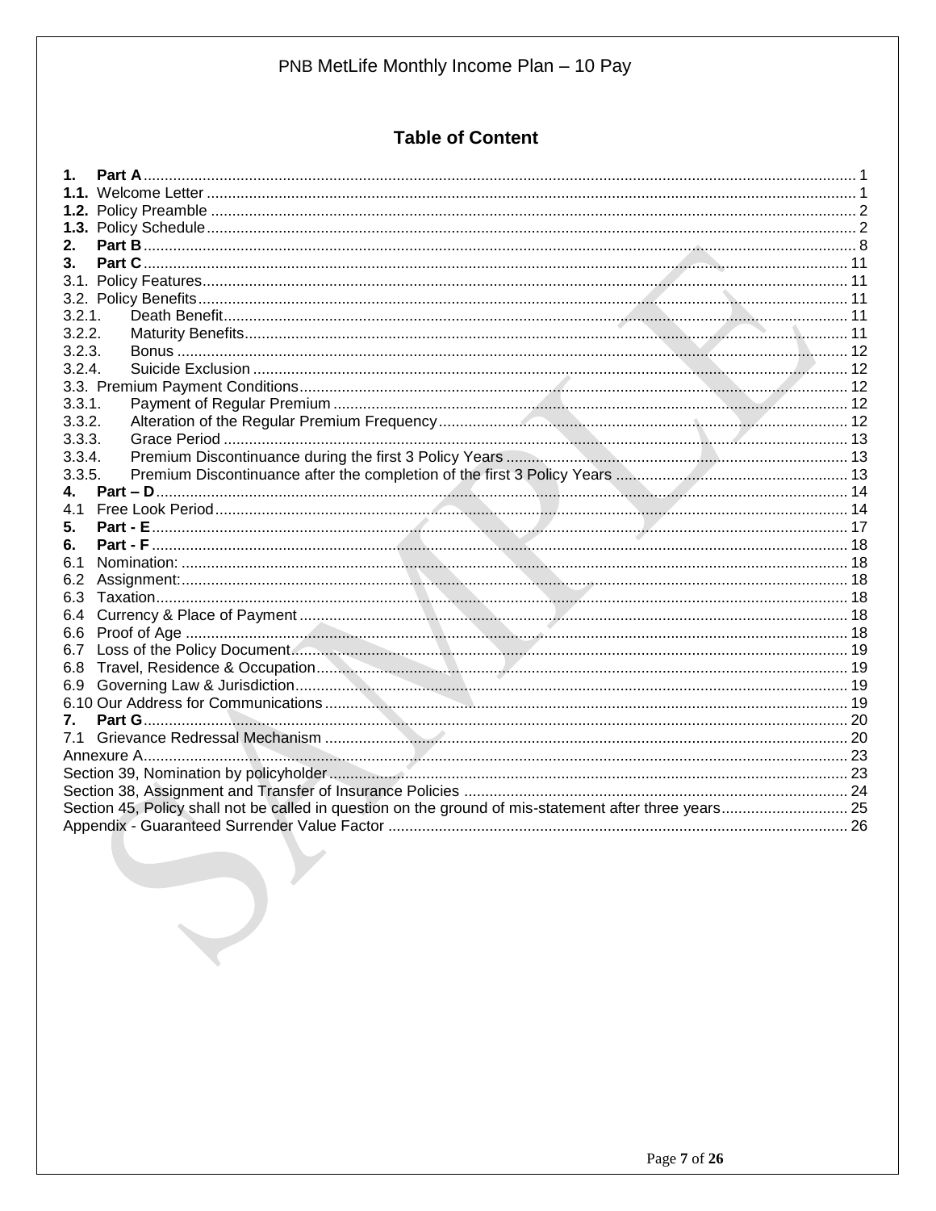# Table of Content

| | | |
|---|---|---|
| **1.** | **Part A** | 1 |
| **1.1.** | Welcome Letter | 1 |
| **1.2.** | Policy Preamble | 2 |
| **1.3.** | Policy Schedule | 2 |
| **2.** | **Part B** | 8 |
| **3.** | **Part C** | 11 |
| 3.1. | Policy Features | 11 |
| 3.2. | Policy Benefits | 11 |
| 3.2.1. | Death Benefit | 11 |
| 3.2.2. | Maturity Benefits | 11 |
| 3.2.3. | Bonus | 12 |
| 3.2.4. | Suicide Exclusion | 12 |
| 3.3. | Premium Payment Conditions | 12 |
| 3.3.1. | Payment of Regular Premium | 12 |
| 3.3.2. | Alteration of the Regular Premium Frequency | 12 |
| 3.3.3. | Grace Period | 13 |
| 3.3.4. | Premium Discontinuance during the first 3 Policy Years | 13 |
| 3.3.5. | Premium Discontinuance after the completion of the first 3 Policy Years | 13 |
| **4.** | **Part – D** | 14 |
| 4.1 | Free Look Period | 14 |
| **5.** | **Part - E** | 17 |
| **6.** | **Part - F** | 18 |
| 6.1 | Nomination: | 18 |
| 6.2 | Assignment: | 18 |
| 6.3 | Taxation | 18 |
| 6.4 | Currency & Place of Payment | 18 |
| 6.6 | Proof of Age | 18 |
| 6.7 | Loss of the Policy Document | 19 |
| 6.8 | Travel, Residence & Occupation | 19 |
| 6.9 | Governing Law & Jurisdiction | 19 |
| 6.10 | Our Address for Communications | 19 |
| **7.** | **Part G** | 20 |
| 7.1 | Grievance Redressal Mechanism | 20 |
| | Annexure A | 23 |
| | Section 39, Nomination by policyholder | 23 |
| | Section 38, Assignment and Transfer of Insurance Policies | 24 |
| | Section 45, Policy shall not be called in question on the ground of mis-statement after three years | 25 |
| | Appendix - Guaranteed Surrender Value Factor | 26 |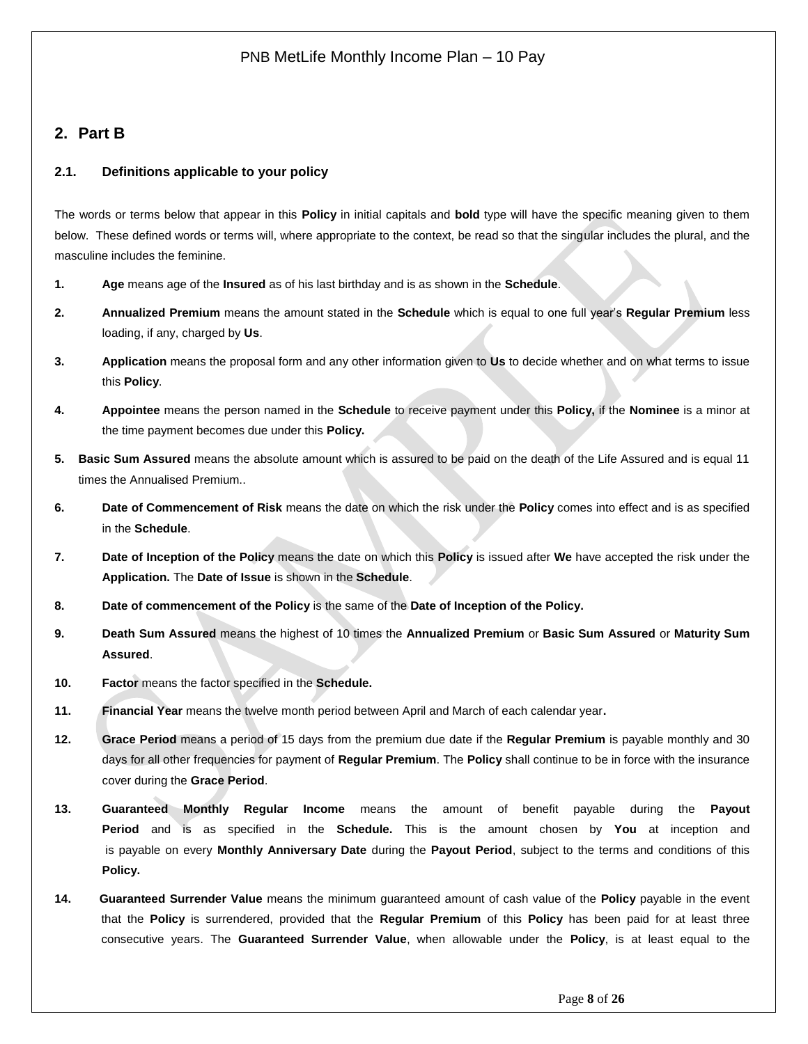## 2. Part B

### 2.1. Definitions applicable to your policy

The words or terms below that appear in this **Policy** in initial capitals and **bold** type will have the specific meaning given to them below. These defined words or terms will, where appropriate to the context, be read so that the singular includes the plural, and the masculine includes the feminine.

1. **Age** means age of the **Insured** as of his last birthday and is as shown in the **Schedule**.
2. **Annualized Premium** means the amount stated in the **Schedule** which is equal to one full year's **Regular Premium** less loading, if any, charged by **Us**.
3. **Application** means the proposal form and any other information given to **Us** to decide whether and on what terms to issue this **Policy**.
4. **Appointee** means the person named in the **Schedule** to receive payment under this **Policy,** if the **Nominee** is a minor at the time payment becomes due under this **Policy.**
5. **Basic Sum Assured** means the absolute amount which is assured to be paid on the death of the Life Assured and is equal 11 times the Annualised Premium..
6. **Date of Commencement of Risk** means the date on which the risk under the **Policy** comes into effect and is as specified in the **Schedule**.
7. **Date of Inception of the Policy** means the date on which this **Policy** is issued after **We** have accepted the risk under the **Application.** The **Date of Issue** is shown in the **Schedule**.
8. **Date of commencement of the Policy** is the same of the **Date of Inception of the Policy.**
9. **Death Sum Assured** means the highest of 10 times the **Annualized Premium** or **Basic Sum Assured** or **Maturity Sum Assured**.
10. **Factor** means the factor specified in the **Schedule.**
11. **Financial Year** means the twelve month period between April and March of each calendar year**.**
12. **Grace Period** means a period of 15 days from the premium due date if the **Regular Premium** is payable monthly and 30 days for all other frequencies for payment of **Regular Premium**. The **Policy** shall continue to be in force with the insurance cover during the **Grace Period**.
13. **Guaranteed Monthly Regular Income** means the amount of benefit payable during the **Payout Period** and is as specified in the **Schedule.** This is the amount chosen by **You** at inception and is payable on every **Monthly Anniversary Date** during the **Payout Period**, subject to the terms and conditions of this **Policy.**
14. **Guaranteed Surrender Value** means the minimum guaranteed amount of cash value of the **Policy** payable in the event that the **Policy** is surrendered, provided that the **Regular Premium** of this **Policy** has been paid for at least three consecutive years. The **Guaranteed Surrender Value**, when allowable under the **Policy**, is at least equal to the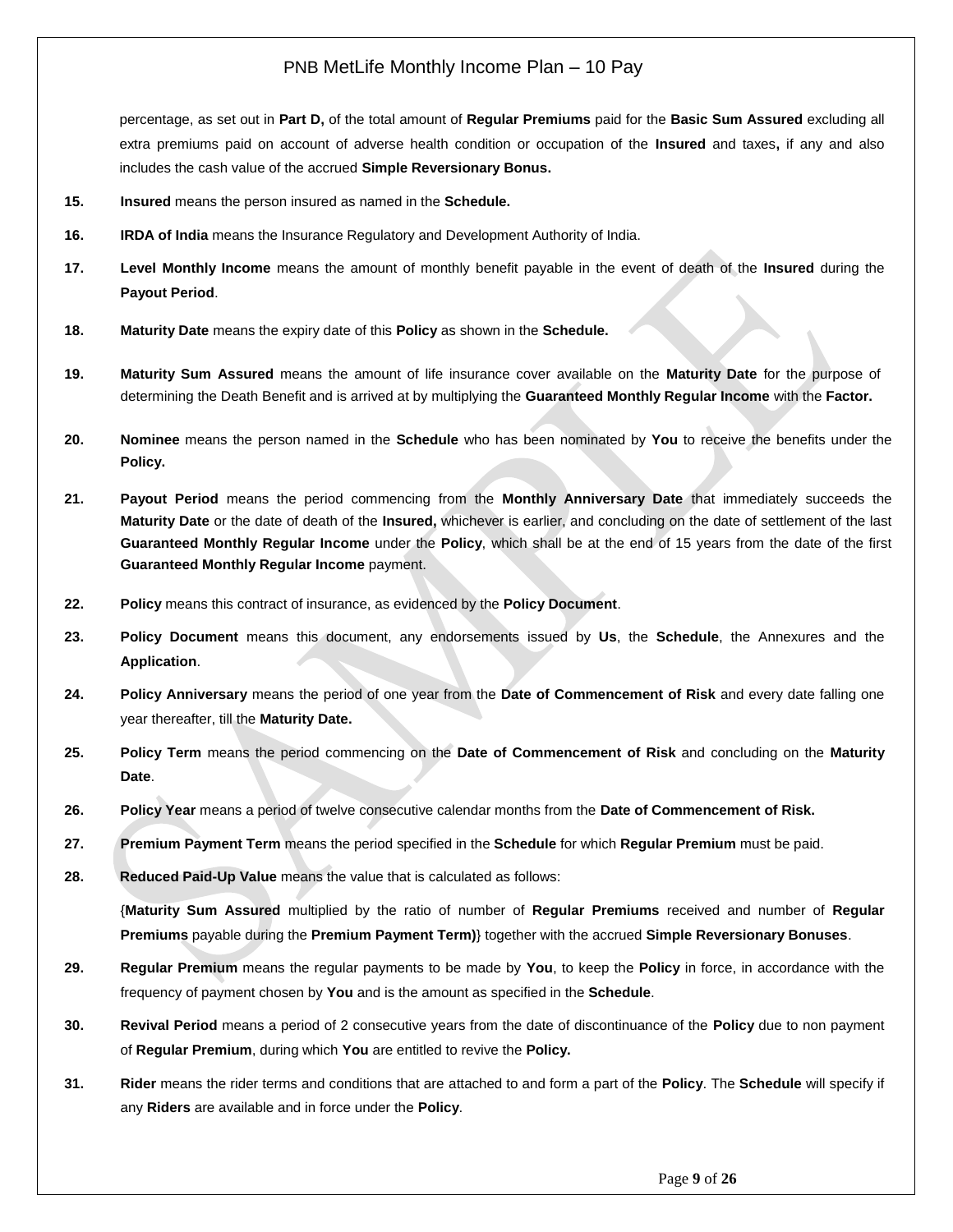percentage, as set out in **Part D,** of the total amount of **Regular Premiums** paid for the **Basic Sum Assured** excluding all extra premiums paid on account of adverse health condition or occupation of the **Insured** and taxes**,** if any and also includes the cash value of the accrued **Simple Reversionary Bonus.**

**15.** **Insured** means the person insured as named in the **Schedule.**

**16.** **IRDA of India** means the Insurance Regulatory and Development Authority of India.

**17.** **Level Monthly Income** means the amount of monthly benefit payable in the event of death of the **Insured** during the **Payout Period**.

**18.** **Maturity Date** means the expiry date of this **Policy** as shown in the **Schedule.**

**19.** **Maturity Sum Assured** means the amount of life insurance cover available on the **Maturity Date** for the purpose of determining the Death Benefit and is arrived at by multiplying the **Guaranteed Monthly Regular Income** with the **Factor.**

**20.** **Nominee** means the person named in the **Schedule** who has been nominated by **You** to receive the benefits under the **Policy.**

**21.** **Payout Period** means the period commencing from the **Monthly Anniversary Date** that immediately succeeds the **Maturity Date** or the date of death of the **Insured,** whichever is earlier, and concluding on the date of settlement of the last **Guaranteed Monthly Regular Income** under the **Policy**, which shall be at the end of 15 years from the date of the first **Guaranteed Monthly Regular Income** payment.

**22.** **Policy** means this contract of insurance, as evidenced by the **Policy Document**.

**23.** **Policy Document** means this document, any endorsements issued by **Us**, the **Schedule**, the Annexures and the **Application**.

**24.** **Policy Anniversary** means the period of one year from the **Date of Commencement of Risk** and every date falling one year thereafter, till the **Maturity Date.**

**25.** **Policy Term** means the period commencing on the **Date of Commencement of Risk** and concluding on the **Maturity Date**.

**26.** **Policy Year** means a period of twelve consecutive calendar months from the **Date of Commencement of Risk.**

**27.** **Premium Payment Term** means the period specified in the **Schedule** for which **Regular Premium** must be paid.

**28.** **Reduced Paid-Up Value** means the value that is calculated as follows:

{**Maturity Sum Assured** multiplied by the ratio of number of **Regular Premiums** received and number of **Regular Premiums** payable during the **Premium Payment Term)**} together with the accrued **Simple Reversionary Bonuses**.

**29.** **Regular Premium** means the regular payments to be made by **You**, to keep the **Policy** in force, in accordance with the frequency of payment chosen by **You** and is the amount as specified in the **Schedule**.

**30.** **Revival Period** means a period of 2 consecutive years from the date of discontinuance of the **Policy** due to non payment of **Regular Premium**, during which **You** are entitled to revive the **Policy.**

**31.** **Rider** means the rider terms and conditions that are attached to and form a part of the **Policy**. The **Schedule** will specify if any **Riders** are available and in force under the **Policy**.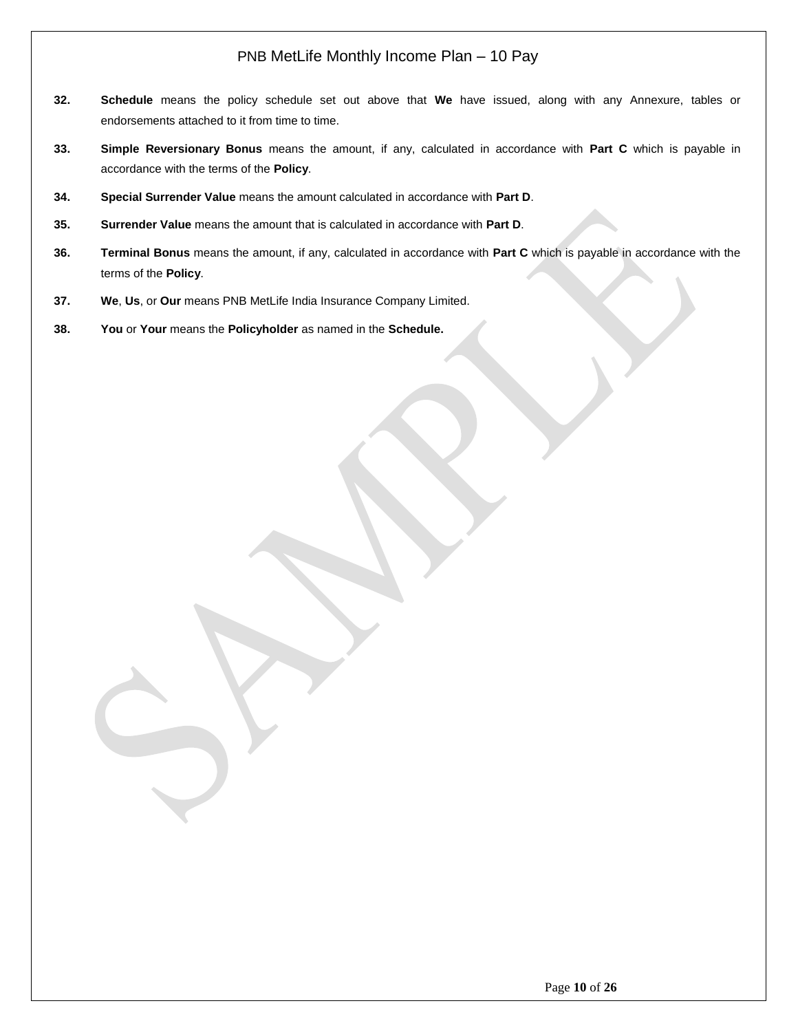32. **Schedule** means the policy schedule set out above that **We** have issued, along with any Annexure, tables or endorsements attached to it from time to time.

33. **Simple Reversionary Bonus** means the amount, if any, calculated in accordance with **Part C** which is payable in accordance with the terms of the **Policy**.

34. **Special Surrender Value** means the amount calculated in accordance with **Part D**.

35. **Surrender Value** means the amount that is calculated in accordance with **Part D**.

36. **Terminal Bonus** means the amount, if any, calculated in accordance with **Part C** which is payable in accordance with the terms of the **Policy**.

37. **We**, **Us**, or **Our** means PNB MetLife India Insurance Company Limited.

38. **You** or **Your** means the **Policyholder** as named in the **Schedule.**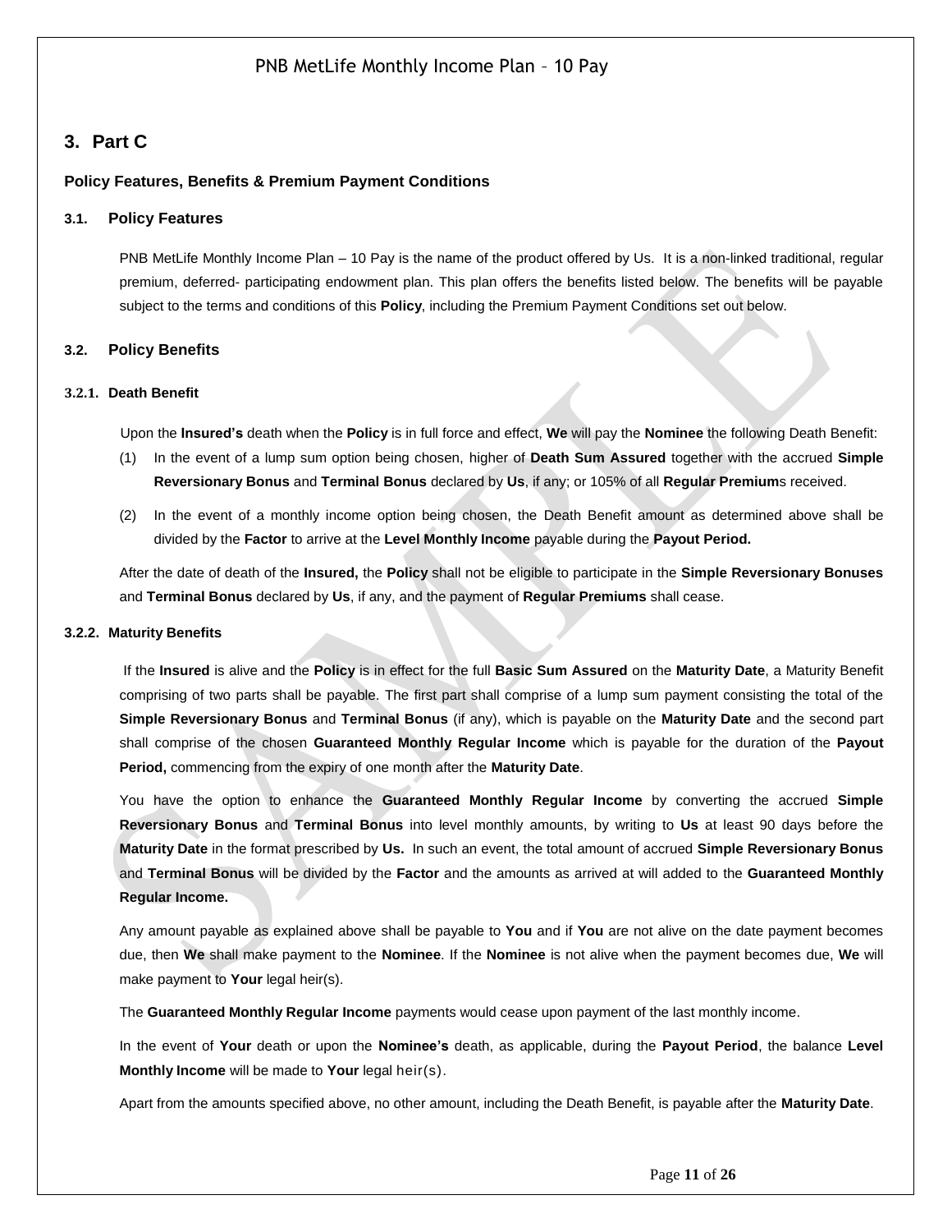## 3. Part C

### Policy Features, Benefits & Premium Payment Conditions

#### 3.1. Policy Features

PNB MetLife Monthly Income Plan – 10 Pay is the name of the product offered by Us. It is a non-linked traditional, regular premium, deferred- participating endowment plan. This plan offers the benefits listed below. The benefits will be payable subject to the terms and conditions of this **Policy**, including the Premium Payment Conditions set out below.

#### 3.2. Policy Benefits

##### 3.2.1. Death Benefit

Upon the **Insured's** death when the **Policy** is in full force and effect, **We** will pay the **Nominee** the following Death Benefit:

(1) In the event of a lump sum option being chosen, higher of **Death Sum Assured** together with the accrued **Simple Reversionary Bonus** and **Terminal Bonus** declared by **Us**, if any; or 105% of all **Regular Premium**s received.

(2) In the event of a monthly income option being chosen, the Death Benefit amount as determined above shall be divided by the **Factor** to arrive at the **Level Monthly Income** payable during the **Payout Period.**

After the date of death of the **Insured,** the **Policy** shall not be eligible to participate in the **Simple Reversionary Bonuses** and **Terminal Bonus** declared by **Us**, if any, and the payment of **Regular Premiums** shall cease.

##### 3.2.2. Maturity Benefits

If the **Insured** is alive and the **Policy** is in effect for the full **Basic Sum Assured** on the **Maturity Date**, a Maturity Benefit comprising of two parts shall be payable. The first part shall comprise of a lump sum payment consisting the total of the **Simple Reversionary Bonus** and **Terminal Bonus** (if any), which is payable on the **Maturity Date** and the second part shall comprise of the chosen **Guaranteed Monthly Regular Income** which is payable for the duration of the **Payout Period,** commencing from the expiry of one month after the **Maturity Date**.

You have the option to enhance the **Guaranteed Monthly Regular Income** by converting the accrued **Simple Reversionary Bonus** and **Terminal Bonus** into level monthly amounts, by writing to **Us** at least 90 days before the **Maturity Date** in the format prescribed by **Us.** In such an event, the total amount of accrued **Simple Reversionary Bonus** and **Terminal Bonus** will be divided by the **Factor** and the amounts as arrived at will added to the **Guaranteed Monthly Regular Income.**

Any amount payable as explained above shall be payable to **You** and if **You** are not alive on the date payment becomes due, then **We** shall make payment to the **Nominee**. If the **Nominee** is not alive when the payment becomes due, **We** will make payment to **Your** legal heir(s).

The **Guaranteed Monthly Regular Income** payments would cease upon payment of the last monthly income.

In the event of **Your** death or upon the **Nominee's** death, as applicable, during the **Payout Period**, the balance **Level Monthly Income** will be made to **Your** legal heir(s).

Apart from the amounts specified above, no other amount, including the Death Benefit, is payable after the **Maturity Date**.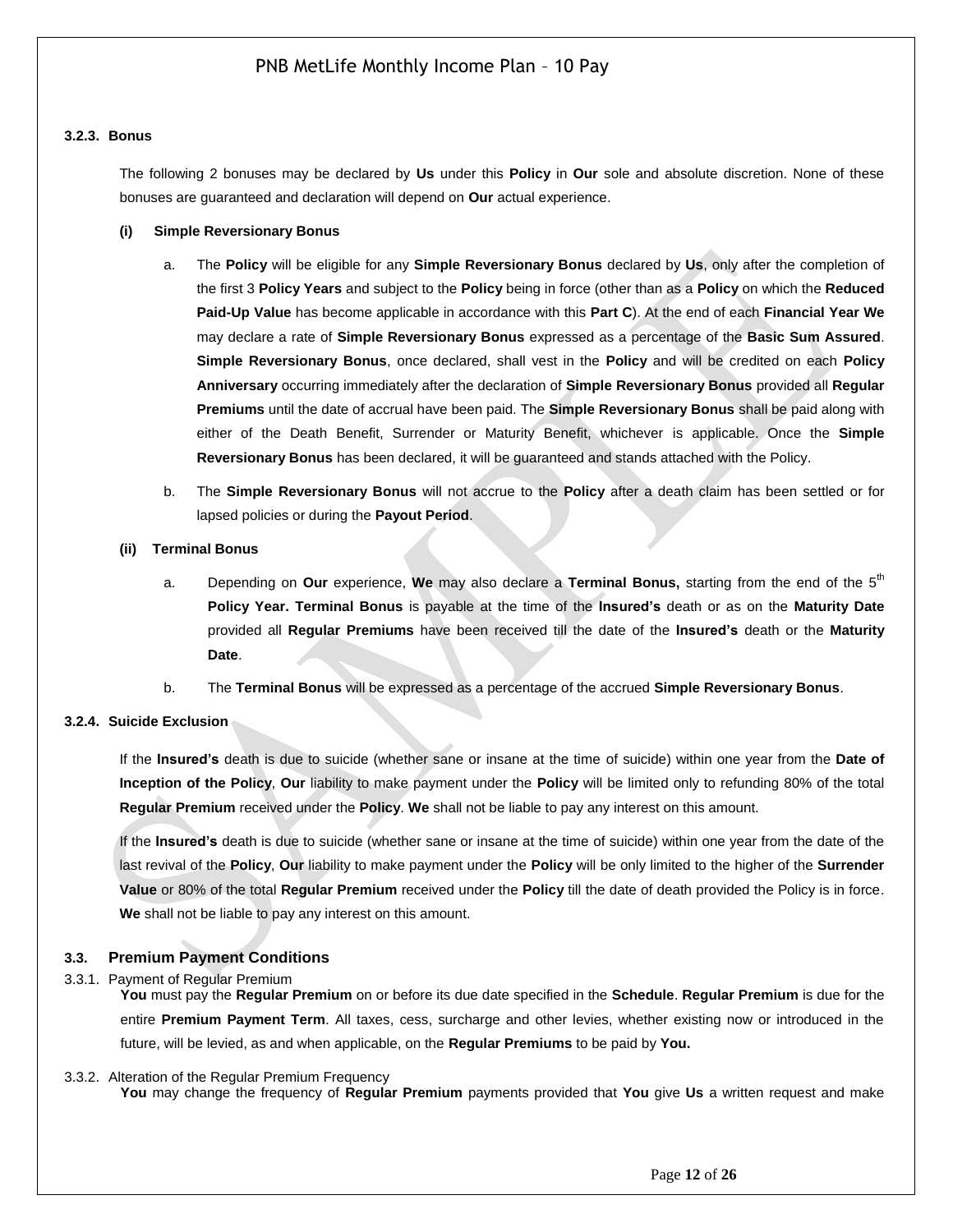#### 3.2.3. Bonus

The following 2 bonuses may be declared by **Us** under this **Policy** in **Our** sole and absolute discretion. None of these bonuses are guaranteed and declaration will depend on **Our** actual experience.

**(i) Simple Reversionary Bonus**

a. The **Policy** will be eligible for any **Simple Reversionary Bonus** declared by **Us**, only after the completion of the first 3 **Policy Years** and subject to the **Policy** being in force (other than as a **Policy** on which the **Reduced Paid-Up Value** has become applicable in accordance with this **Part C**). At the end of each **Financial Year We** may declare a rate of **Simple Reversionary Bonus** expressed as a percentage of the **Basic Sum Assured**. **Simple Reversionary Bonus**, once declared, shall vest in the **Policy** and will be credited on each **Policy Anniversary** occurring immediately after the declaration of **Simple Reversionary Bonus** provided all **Regular Premiums** until the date of accrual have been paid. The **Simple Reversionary Bonus** shall be paid along with either of the Death Benefit, Surrender or Maturity Benefit, whichever is applicable. Once the **Simple Reversionary Bonus** has been declared, it will be guaranteed and stands attached with the Policy.

b. The **Simple Reversionary Bonus** will not accrue to the **Policy** after a death claim has been settled or for lapsed policies or during the **Payout Period**.

**(ii) Terminal Bonus**

a. Depending on **Our** experience, **We** may also declare a **Terminal Bonus,** starting from the end of the 5th **Policy Year. Terminal Bonus** is payable at the time of the **Insured's** death or as on the **Maturity Date** provided all **Regular Premiums** have been received till the date of the **Insured's** death or the **Maturity Date**.

b. The **Terminal Bonus** will be expressed as a percentage of the accrued **Simple Reversionary Bonus**.

#### 3.2.4. Suicide Exclusion

If the **Insured's** death is due to suicide (whether sane or insane at the time of suicide) within one year from the **Date of Inception of the Policy**, **Our** liability to make payment under the **Policy** will be limited only to refunding 80% of the total **Regular Premium** received under the **Policy**. **We** shall not be liable to pay any interest on this amount.

If the **Insured's** death is due to suicide (whether sane or insane at the time of suicide) within one year from the date of the last revival of the **Policy**, **Our** liability to make payment under the **Policy** will be only limited to the higher of the **Surrender Value** or 80% of the total **Regular Premium** received under the **Policy** till the date of death provided the Policy is in force. **We** shall not be liable to pay any interest on this amount.

### 3.3. Premium Payment Conditions

3.3.1. Payment of Regular Premium

**You** must pay the **Regular Premium** on or before its due date specified in the **Schedule**. **Regular Premium** is due for the entire **Premium Payment Term**. All taxes, cess, surcharge and other levies, whether existing now or introduced in the future, will be levied, as and when applicable, on the **Regular Premiums** to be paid by **You.**

3.3.2. Alteration of the Regular Premium Frequency

**You** may change the frequency of **Regular Premium** payments provided that **You** give **Us** a written request and make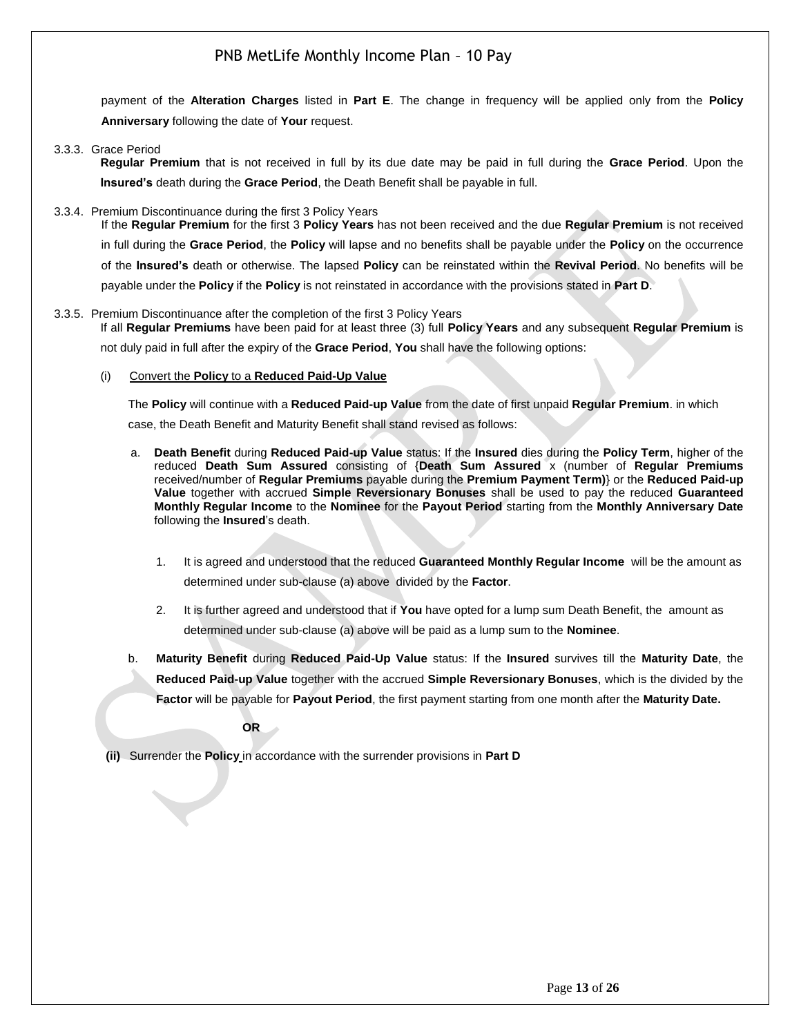payment of the **Alteration Charges** listed in **Part E**. The change in frequency will be applied only from the **Policy Anniversary** following the date of **Your** request.

3.3.3. Grace Period

**Regular Premium** that is not received in full by its due date may be paid in full during the **Grace Period**. Upon the **Insured's** death during the **Grace Period**, the Death Benefit shall be payable in full.

3.3.4. Premium Discontinuance during the first 3 Policy Years

If the **Regular Premium** for the first 3 **Policy Years** has not been received and the due **Regular Premium** is not received in full during the **Grace Period**, the **Policy** will lapse and no benefits shall be payable under the **Policy** on the occurrence of the **Insured's** death or otherwise. The lapsed **Policy** can be reinstated within the **Revival Period**. No benefits will be payable under the **Policy** if the **Policy** is not reinstated in accordance with the provisions stated in **Part D**.

3.3.5. Premium Discontinuance after the completion of the first 3 Policy Years

If all **Regular Premiums** have been paid for at least three (3) full **Policy Years** and any subsequent **Regular Premium** is not duly paid in full after the expiry of the **Grace Period**, **You** shall have the following options:

(i) Convert the **Policy** to a **Reduced Paid-Up Value**

The **Policy** will continue with a **Reduced Paid-up Value** from the date of first unpaid **Regular Premium**. in which case, the Death Benefit and Maturity Benefit shall stand revised as follows:

a. **Death Benefit** during **Reduced Paid-up Value** status: If the **Insured** dies during the **Policy Term**, higher of the reduced **Death Sum Assured** consisting of {**Death Sum Assured** x (number of **Regular Premiums** received/number of **Regular Premiums** payable during the **Premium Payment Term)**} or the **Reduced Paid-up Value** together with accrued **Simple Reversionary Bonuses** shall be used to pay the reduced **Guaranteed Monthly Regular Income** to the **Nominee** for the **Payout Period** starting from the **Monthly Anniversary Date** following the **Insured**'s death.

   1. It is agreed and understood that the reduced **Guaranteed Monthly Regular Income** will be the amount as determined under sub-clause (a) above divided by the **Factor**.

   2. It is further agreed and understood that if **You** have opted for a lump sum Death Benefit, the amount as determined under sub-clause (a) above will be paid as a lump sum to the **Nominee**.

b. **Maturity Benefit** during **Reduced Paid-Up Value** status: If the **Insured** survives till the **Maturity Date**, the **Reduced Paid-up Value** together with the accrued **Simple Reversionary Bonuses**, which is the divided by the **Factor** will be payable for **Payout Period**, the first payment starting from one month after the **Maturity Date.**

**OR**

**(ii)** Surrender the **Policy** in accordance with the surrender provisions in **Part D**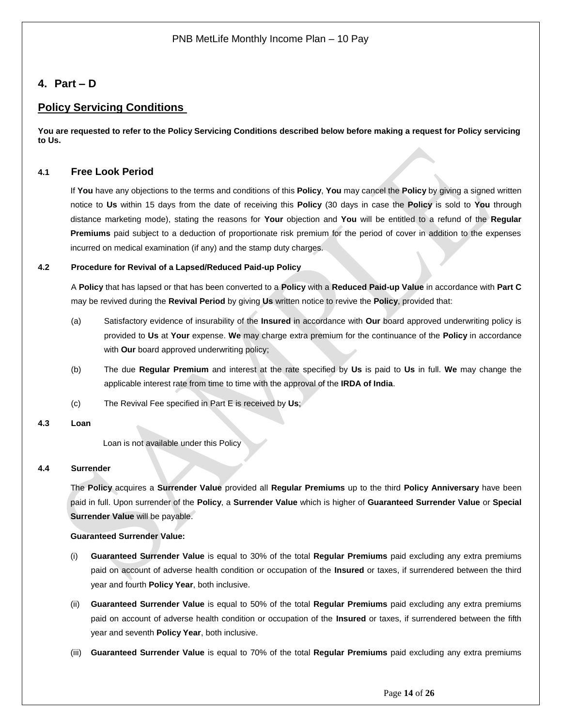# 4. Part – D

## Policy Servicing Conditions

**You are requested to refer to the Policy Servicing Conditions described below before making a request for Policy servicing to Us.**

### 4.1 Free Look Period

If **You** have any objections to the terms and conditions of this **Policy**, **You** may cancel the **Policy** by giving a signed written notice to **Us** within 15 days from the date of receiving this **Policy** (30 days in case the **Policy** is sold to **You** through distance marketing mode), stating the reasons for **Your** objection and **You** will be entitled to a refund of the **Regular Premiums** paid subject to a deduction of proportionate risk premium for the period of cover in addition to the expenses incurred on medical examination (if any) and the stamp duty charges.

### 4.2 Procedure for Revival of a Lapsed/Reduced Paid-up Policy

A **Policy** that has lapsed or that has been converted to a **Policy** with a **Reduced Paid-up Value** in accordance with **Part C** may be revived during the **Revival Period** by giving **Us** written notice to revive the **Policy**, provided that:

(a) Satisfactory evidence of insurability of the **Insured** in accordance with **Our** board approved underwriting policy is provided to **Us** at **Your** expense. **We** may charge extra premium for the continuance of the **Policy** in accordance with **Our** board approved underwriting policy;

(b) The due **Regular Premium** and interest at the rate specified by **Us** is paid to **Us** in full. **We** may change the applicable interest rate from time to time with the approval of the **IRDA of India**.

(c) The Revival Fee specified in Part E is received by **Us**;

### 4.3 Loan

Loan is not available under this Policy

### 4.4 Surrender

The **Policy** acquires a **Surrender Value** provided all **Regular Premiums** up to the third **Policy Anniversary** have been paid in full. Upon surrender of the **Policy**, a **Surrender Value** which is higher of **Guaranteed Surrender Value** or **Special Surrender Value** will be payable.

**Guaranteed Surrender Value:**

(i) **Guaranteed Surrender Value** is equal to 30% of the total **Regular Premiums** paid excluding any extra premiums paid on account of adverse health condition or occupation of the **Insured** or taxes, if surrendered between the third year and fourth **Policy Year**, both inclusive.

(ii) **Guaranteed Surrender Value** is equal to 50% of the total **Regular Premiums** paid excluding any extra premiums paid on account of adverse health condition or occupation of the **Insured** or taxes, if surrendered between the fifth year and seventh **Policy Year**, both inclusive.

(iii) **Guaranteed Surrender Value** is equal to 70% of the total **Regular Premiums** paid excluding any extra premiums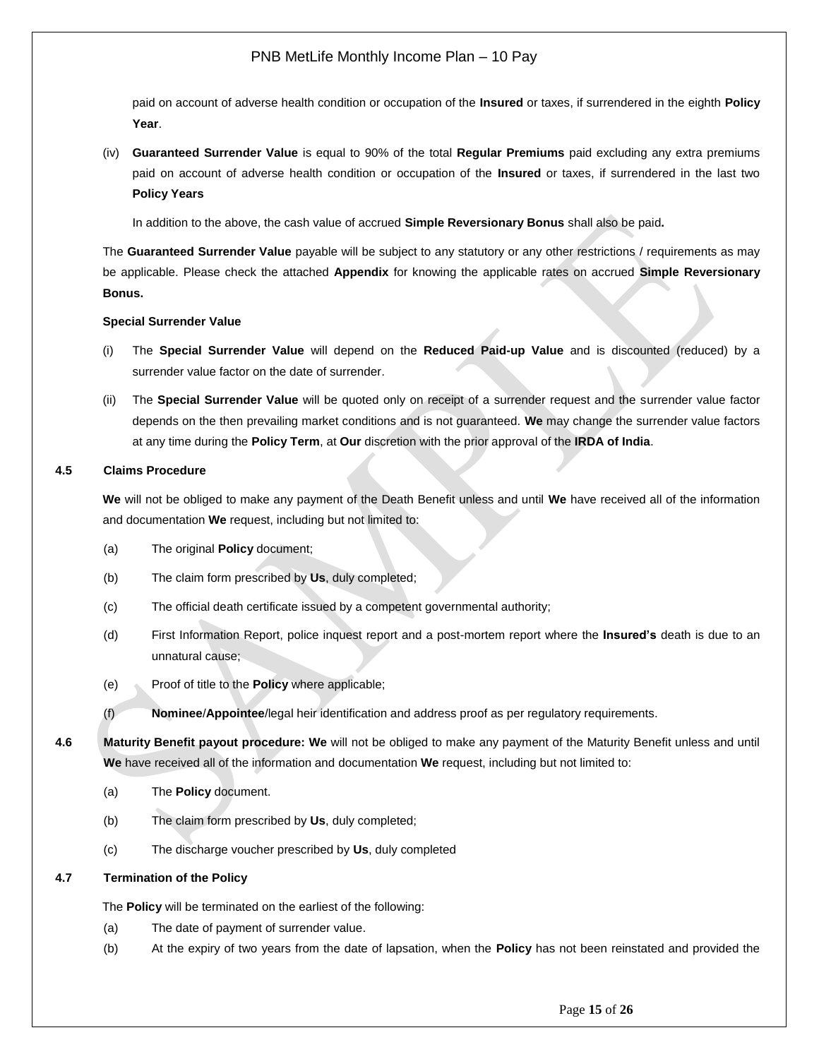paid on account of adverse health condition or occupation of the **Insured** or taxes, if surrendered in the eighth **Policy Year**.

(iv) **Guaranteed Surrender Value** is equal to 90% of the total **Regular Premiums** paid excluding any extra premiums paid on account of adverse health condition or occupation of the **Insured** or taxes, if surrendered in the last two **Policy Years**

In addition to the above, the cash value of accrued **Simple Reversionary Bonus** shall also be paid**.**

The **Guaranteed Surrender Value** payable will be subject to any statutory or any other restrictions / requirements as may be applicable. Please check the attached **Appendix** for knowing the applicable rates on accrued **Simple Reversionary Bonus.**

**Special Surrender Value**

(i) The **Special Surrender Value** will depend on the **Reduced Paid-up Value** and is discounted (reduced) by a surrender value factor on the date of surrender.

(ii) The **Special Surrender Value** will be quoted only on receipt of a surrender request and the surrender value factor depends on the then prevailing market conditions and is not guaranteed. **We** may change the surrender value factors at any time during the **Policy Term**, at **Our** discretion with the prior approval of the **IRDA of India**.

**4.5 Claims Procedure**

**We** will not be obliged to make any payment of the Death Benefit unless and until **We** have received all of the information and documentation **We** request, including but not limited to:

(a) The original **Policy** document;

(b) The claim form prescribed by **Us**, duly completed;

(c) The official death certificate issued by a competent governmental authority;

(d) First Information Report, police inquest report and a post-mortem report where the **Insured's** death is due to an unnatural cause;

(e) Proof of title to the **Policy** where applicable;

(f) **Nominee**/**Appointee**/legal heir identification and address proof as per regulatory requirements.

**4.6 Maturity Benefit payout procedure: We** will not be obliged to make any payment of the Maturity Benefit unless and until **We** have received all of the information and documentation **We** request, including but not limited to:

(a) The **Policy** document.

(b) The claim form prescribed by **Us**, duly completed;

(c) The discharge voucher prescribed by **Us**, duly completed

**4.7 Termination of the Policy**

The **Policy** will be terminated on the earliest of the following:

(a) The date of payment of surrender value.

(b) At the expiry of two years from the date of lapsation, when the **Policy** has not been reinstated and provided the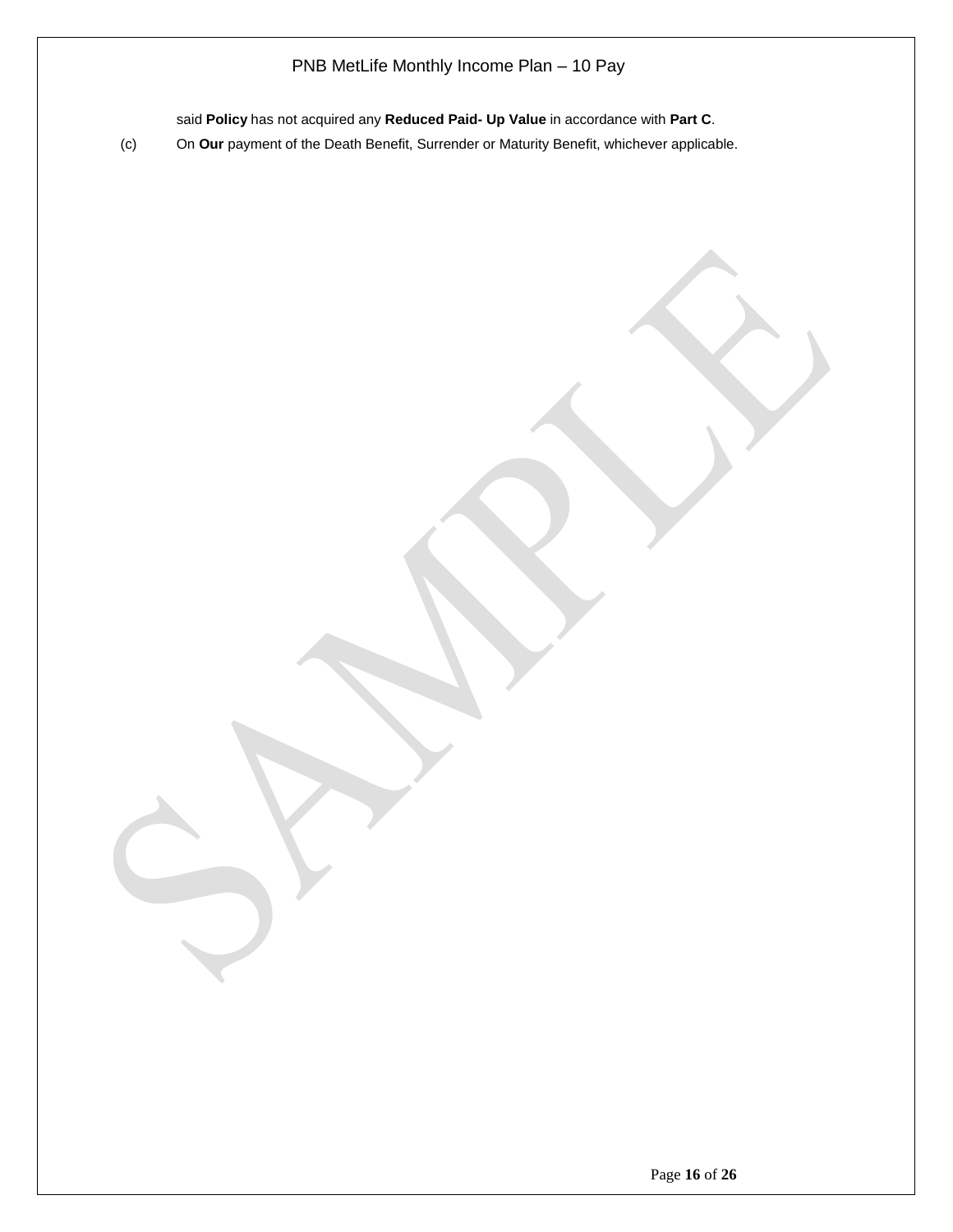said **Policy** has not acquired any **Reduced Paid- Up Value** in accordance with **Part C**.

(c) On **Our** payment of the Death Benefit, Surrender or Maturity Benefit, whichever applicable.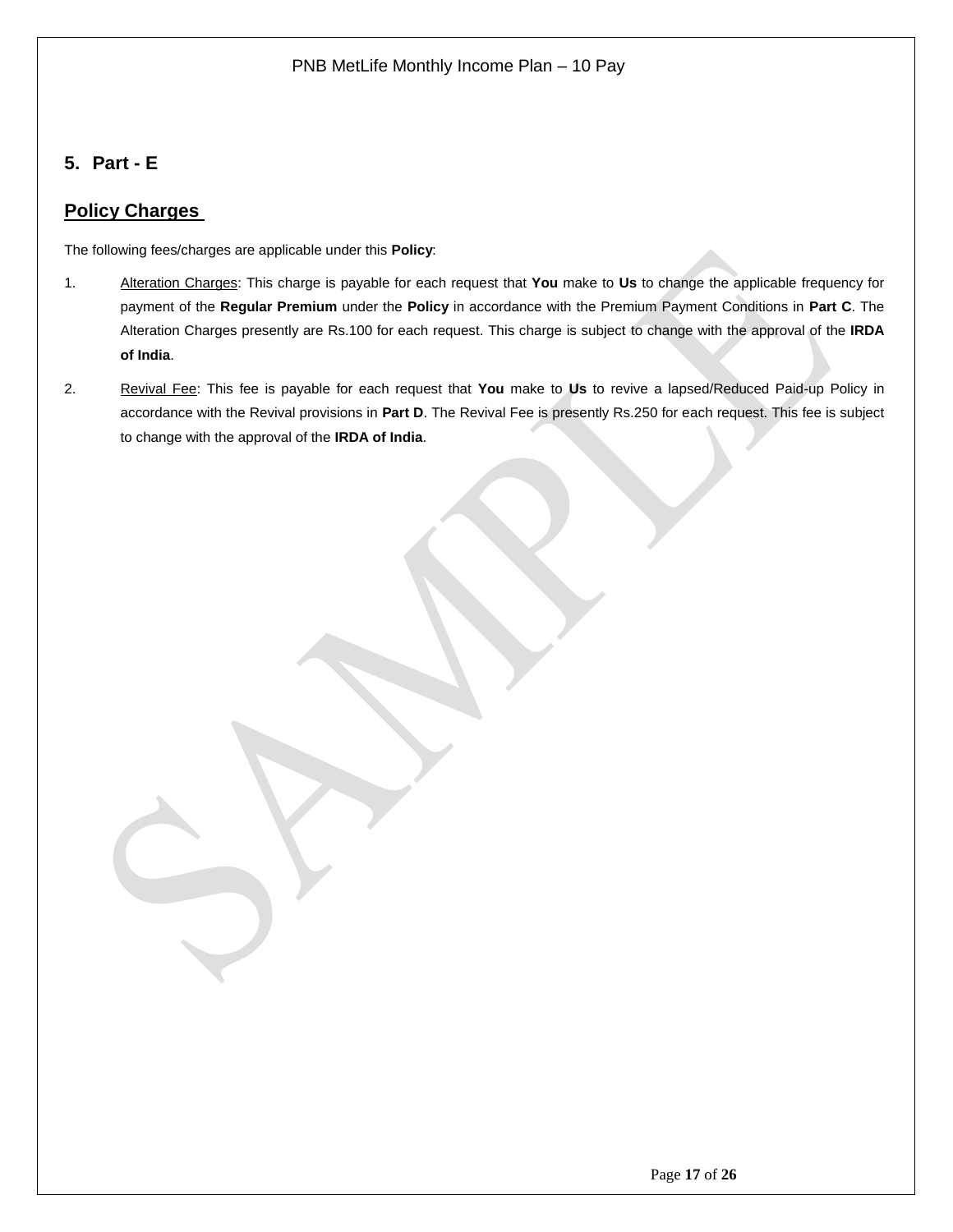## 5. Part - E

## Policy Charges

The following fees/charges are applicable under this **Policy**:

1. Alteration Charges: This charge is payable for each request that **You** make to **Us** to change the applicable frequency for payment of the **Regular Premium** under the **Policy** in accordance with the Premium Payment Conditions in **Part C**. The Alteration Charges presently are Rs.100 for each request. This charge is subject to change with the approval of the **IRDA of India**.

2. Revival Fee: This fee is payable for each request that **You** make to **Us** to revive a lapsed/Reduced Paid-up Policy in accordance with the Revival provisions in **Part D**. The Revival Fee is presently Rs.250 for each request. This fee is subject to change with the approval of the **IRDA of India**.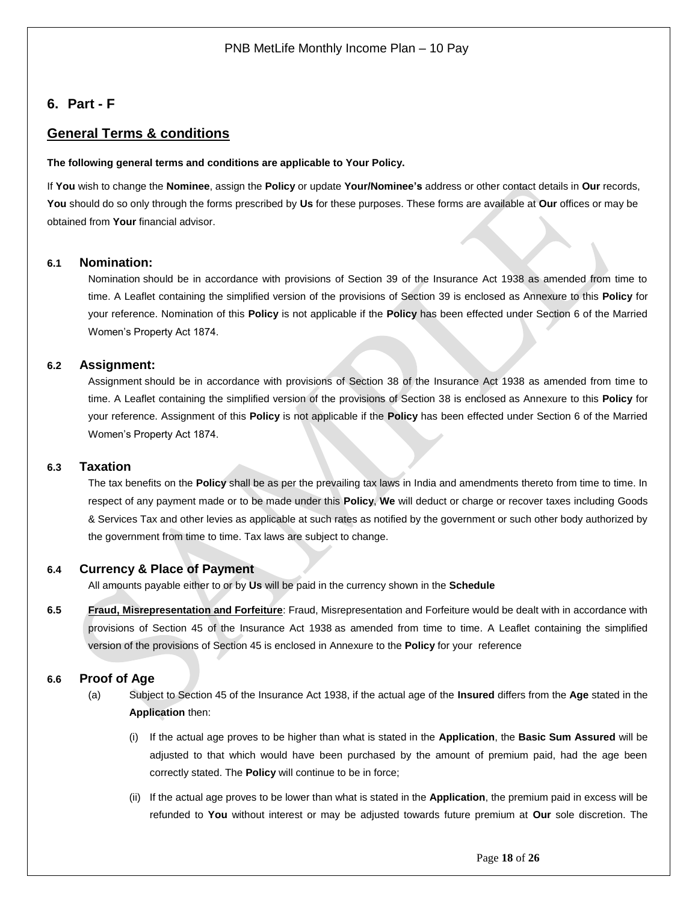# 6. Part - F

## General Terms & conditions

**The following general terms and conditions are applicable to Your Policy.**

If **You** wish to change the **Nominee**, assign the **Policy** or update **Your/Nominee's** address or other contact details in **Our** records, **You** should do so only through the forms prescribed by **Us** for these purposes. These forms are available at **Our** offices or may be obtained from **Your** financial advisor.

### 6.1 Nomination:

Nomination should be in accordance with provisions of Section 39 of the Insurance Act 1938 as amended from time to time. A Leaflet containing the simplified version of the provisions of Section 39 is enclosed as Annexure to this **Policy** for your reference. Nomination of this **Policy** is not applicable if the **Policy** has been effected under Section 6 of the Married Women's Property Act 1874.

### 6.2 Assignment:

Assignment should be in accordance with provisions of Section 38 of the Insurance Act 1938 as amended from time to time. A Leaflet containing the simplified version of the provisions of Section 38 is enclosed as Annexure to this **Policy** for your reference. Assignment of this **Policy** is not applicable if the **Policy** has been effected under Section 6 of the Married Women's Property Act 1874.

### 6.3 Taxation

The tax benefits on the **Policy** shall be as per the prevailing tax laws in India and amendments thereto from time to time. In respect of any payment made or to be made under this **Policy**, **We** will deduct or charge or recover taxes including Goods & Services Tax and other levies as applicable at such rates as notified by the government or such other body authorized by the government from time to time. Tax laws are subject to change.

### 6.4 Currency & Place of Payment

All amounts payable either to or by **Us** will be paid in the currency shown in the **Schedule**

**6.5** **Fraud, Misrepresentation and Forfeiture**: Fraud, Misrepresentation and Forfeiture would be dealt with in accordance with provisions of Section 45 of the Insurance Act 1938 as amended from time to time. A Leaflet containing the simplified version of the provisions of Section 45 is enclosed in Annexure to the **Policy** for your reference

### 6.6 Proof of Age

(a) Subject to Section 45 of the Insurance Act 1938, if the actual age of the **Insured** differs from the **Age** stated in the **Application** then:

(i) If the actual age proves to be higher than what is stated in the **Application**, the **Basic Sum Assured** will be adjusted to that which would have been purchased by the amount of premium paid, had the age been correctly stated. The **Policy** will continue to be in force;

(ii) If the actual age proves to be lower than what is stated in the **Application**, the premium paid in excess will be refunded to **You** without interest or may be adjusted towards future premium at **Our** sole discretion. The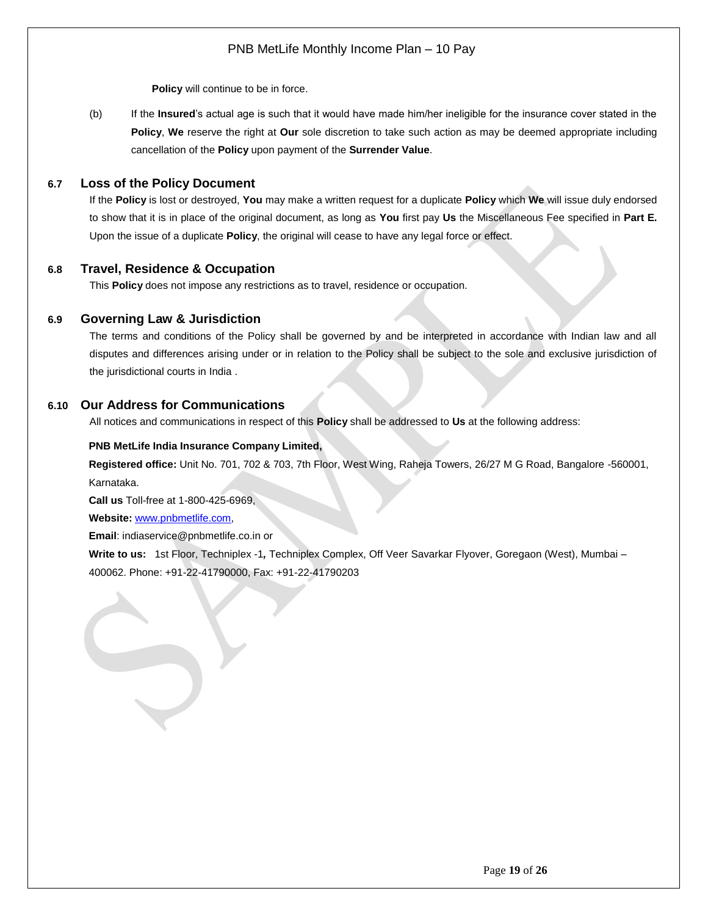**Policy** will continue to be in force.

(b) If the **Insured**'s actual age is such that it would have made him/her ineligible for the insurance cover stated in the **Policy**, **We** reserve the right at **Our** sole discretion to take such action as may be deemed appropriate including cancellation of the **Policy** upon payment of the **Surrender Value**.

### 6.7 Loss of the Policy Document

If the **Policy** is lost or destroyed, **You** may make a written request for a duplicate **Policy** which **We** will issue duly endorsed to show that it is in place of the original document, as long as **You** first pay **Us** the Miscellaneous Fee specified in **Part E.** Upon the issue of a duplicate **Policy**, the original will cease to have any legal force or effect.

### 6.8 Travel, Residence & Occupation

This **Policy** does not impose any restrictions as to travel, residence or occupation.

### 6.9 Governing Law & Jurisdiction

The terms and conditions of the Policy shall be governed by and be interpreted in accordance with Indian law and all disputes and differences arising under or in relation to the Policy shall be subject to the sole and exclusive jurisdiction of the jurisdictional courts in India .

### 6.10 Our Address for Communications

All notices and communications in respect of this **Policy** shall be addressed to **Us** at the following address:

**PNB MetLife India Insurance Company Limited,**

**Registered office:** Unit No. 701, 702 & 703, 7th Floor, West Wing, Raheja Towers, 26/27 M G Road, Bangalore -560001, Karnataka.

**Call us** Toll-free at 1-800-425-6969,

**Website:** www.pnbmetlife.com,

**Email**: indiaservice@pnbmetlife.co.in or

**Write to us:** 1st Floor, Techniplex -1**,** Techniplex Complex, Off Veer Savarkar Flyover, Goregaon (West), Mumbai – 400062. Phone: +91-22-41790000, Fax: +91-22-41790203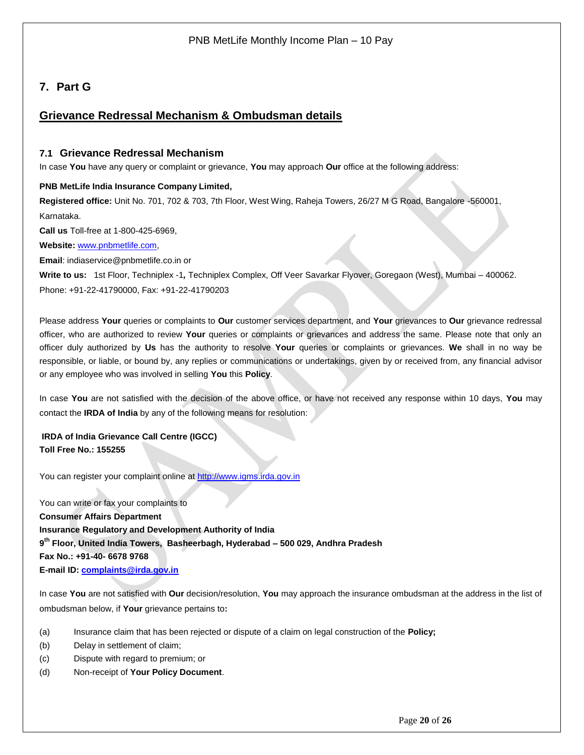# 7. Part G

## Grievance Redressal Mechanism & Ombudsman details

### 7.1 Grievance Redressal Mechanism

In case **You** have any query or complaint or grievance, **You** may approach **Our** office at the following address:

**PNB MetLife India Insurance Company Limited,**

**Registered office:** Unit No. 701, 702 & 703, 7th Floor, West Wing, Raheja Towers, 26/27 M G Road, Bangalore -560001, Karnataka.

**Call us** Toll-free at 1-800-425-6969,

**Website:** www.pnbmetlife.com,

**Email**: indiaservice@pnbmetlife.co.in or

**Write to us:** 1st Floor, Techniplex -1**,** Techniplex Complex, Off Veer Savarkar Flyover, Goregaon (West), Mumbai – 400062. Phone: +91-22-41790000, Fax: +91-22-41790203

Please address **Your** queries or complaints to **Our** customer services department, and **Your** grievances to **Our** grievance redressal officer, who are authorized to review **Your** queries or complaints or grievances and address the same. Please note that only an officer duly authorized by **Us** has the authority to resolve **Your** queries or complaints or grievances. **We** shall in no way be responsible, or liable, or bound by, any replies or communications or undertakings, given by or received from, any financial advisor or any employee who was involved in selling **You** this **Policy**.

In case **You** are not satisfied with the decision of the above office, or have not received any response within 10 days, **You** may contact the **IRDA of India** by any of the following means for resolution:

**IRDA of India Grievance Call Centre (IGCC)**
**Toll Free No.: 155255**

You can register your complaint online at http://www.igms.irda.gov.in

You can write or fax your complaints to
**Consumer Affairs Department**
**Insurance Regulatory and Development Authority of India**
**9th Floor, United India Towers, Basheerbagh, Hyderabad – 500 029, Andhra Pradesh**
**Fax No.: +91-40- 6678 9768**
**E-mail ID: complaints@irda.gov.in**

In case **You** are not satisfied with **Our** decision/resolution, **You** may approach the insurance ombudsman at the address in the list of ombudsman below, if **Your** grievance pertains to**:**

(a) Insurance claim that has been rejected or dispute of a claim on legal construction of the **Policy;**
(b) Delay in settlement of claim;
(c) Dispute with regard to premium; or
(d) Non-receipt of **Your Policy Document**.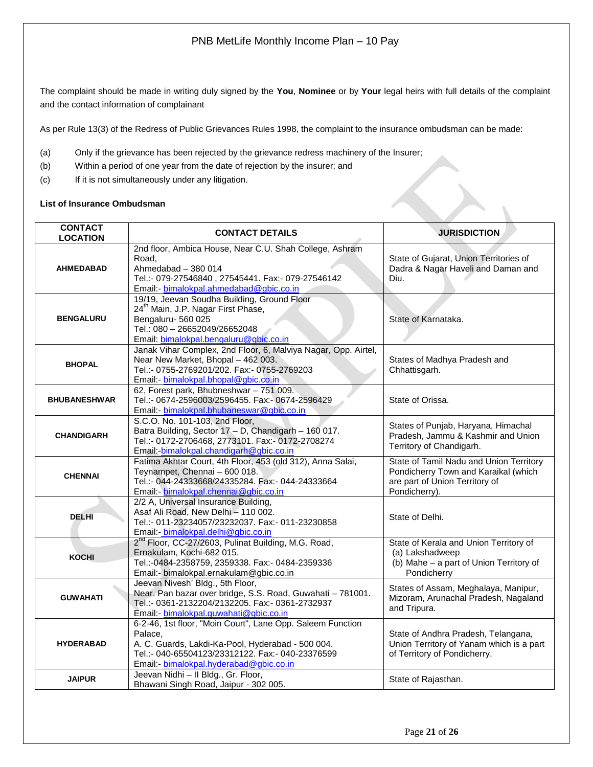The complaint should be made in writing duly signed by the **You**, **Nominee** or by **Your** legal heirs with full details of the complaint and the contact information of complainant

As per Rule 13(3) of the Redress of Public Grievances Rules 1998, the complaint to the insurance ombudsman can be made:

(a) Only if the grievance has been rejected by the grievance redress machinery of the Insurer;
(b) Within a period of one year from the date of rejection by the insurer; and
(c) If it is not simultaneously under any litigation.

**List of Insurance Ombudsman**

| CONTACT LOCATION | CONTACT DETAILS | JURISDICTION |
|---|---|---|
| **AHMEDABAD** | 2nd floor, Ambica House, Near C.U. Shah College, Ashram Road, Ahmedabad – 380 014 Tel.:- 079-27546840 , 27545441. Fax:- 079-27546142 Email:- bimalokpal.ahmedabad@gbic.co.in | State of Gujarat, Union Territories of Dadra & Nagar Haveli and Daman and Diu. |
| **BENGALURU** | 19/19, Jeevan Soudha Building, Ground Floor 24th Main, J.P. Nagar First Phase, Bengaluru- 560 025 Tel.: 080 – 26652049/26652048 Email: bimalokpal.bengaluru@gbic.co.in | State of Karnataka. |
| **BHOPAL** | Janak Vihar Complex, 2nd Floor, 6, Malviya Nagar, Opp. Airtel, Near New Market, Bhopal – 462 003. Tel.:- 0755-2769201/202. Fax:- 0755-2769203 Email:- bimalokpal.bhopal@gbic.co.in | States of Madhya Pradesh and Chhattisgarh. |
| **BHUBANESHWAR** | 62, Forest park, Bhubneshwar – 751 009. Tel.:- 0674-2596003/2596455. Fax:- 0674-2596429 Email:- bimalokpal.bhubaneswar@gbic.co.in | State of Orissa. |
| **CHANDIGARH** | S.C.O. No. 101-103, 2nd Floor, Batra Building, Sector 17 – D, Chandigarh – 160 017. Tel.:- 0172-2706468, 2773101. Fax:- 0172-2708274 Email:-bimalokpal.chandigarh@gbic.co.in | States of Punjab, Haryana, Himachal Pradesh, Jammu & Kashmir and Union Territory of Chandigarh. |
| **CHENNAI** | Fatima Akhtar Court, 4th Floor, 453 (old 312), Anna Salai, Teynampet, Chennai – 600 018. Tel.:- 044-24333668/24335284. Fax:- 044-24333664 Email:- bimalokpal.chennai@gbic.co.in | State of Tamil Nadu and Union Territory Pondicherry Town and Karaikal (which are part of Union Territory of Pondicherry). |
| **DELHI** | 2/2 A, Universal Insurance Building, Asaf Ali Road, New Delhi – 110 002. Tel.:- 011-23234057/23232037. Fax:- 011-23230858 Email:- bimalokpal.delhi@gbic.co.in | State of Delhi. |
| **KOCHI** | 2nd Floor, CC-27/2603, Pulinat Building, M.G. Road, Ernakulam, Kochi-682 015. Tel.:-0484-2358759, 2359338. Fax:- 0484-2359336 Email:- bimalokpal.ernakulam@gbic.co.in | State of Kerala and Union Territory of (a) Lakshadweep (b) Mahe – a part of Union Territory of Pondicherry |
| **GUWAHATI** | Jeevan Nivesh' Bldg., 5th Floor, Near. Pan bazar over bridge, S.S. Road, Guwahati – 781001. Tel.:- 0361-2132204/2132205. Fax:- 0361-2732937 Email:- bimalokpal.guwahati@gbic.co.in | States of Assam, Meghalaya, Manipur, Mizoram, Arunachal Pradesh, Nagaland and Tripura. |
| **HYDERABAD** | 6-2-46, 1st floor, "Moin Court", Lane Opp. Saleem Function Palace, A. C. Guards, Lakdi-Ka-Pool, Hyderabad - 500 004. Tel.:- 040-65504123/23312122. Fax:- 040-23376599 Email:- bimalokpal.hyderabad@gbic.co.in | State of Andhra Pradesh, Telangana, Union Territory of Yanam which is a part of Territory of Pondicherry. |
| **JAIPUR** | Jeevan Nidhi – II Bldg., Gr. Floor, Bhawani Singh Road, Jaipur - 302 005. | State of Rajasthan. |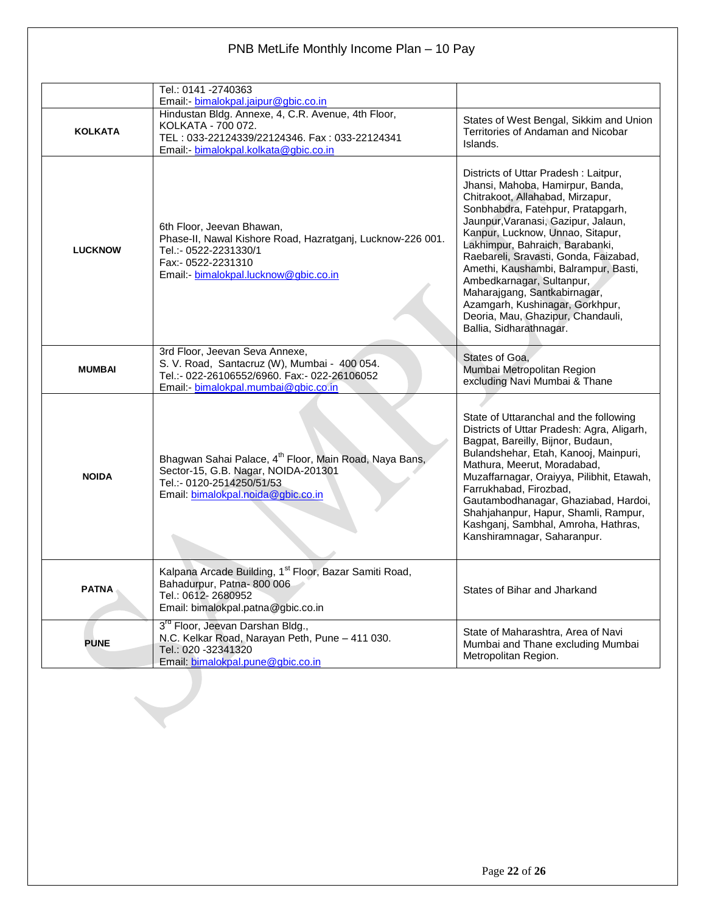| | | |
|---|---|---|
| | Tel.: 0141 -2740363<br>Email:- bimalokpal.jaipur@gbic.co.in | |
| **KOLKATA** | Hindustan Bldg. Annexe, 4, C.R. Avenue, 4th Floor, KOLKATA - 700 072.<br>TEL : 033-22124339/22124346. Fax : 033-22124341<br>Email:- bimalokpal.kolkata@gbic.co.in | States of West Bengal, Sikkim and Union Territories of Andaman and Nicobar Islands. |
| **LUCKNOW** | 6th Floor, Jeevan Bhawan,<br>Phase-II, Nawal Kishore Road, Hazratganj, Lucknow-226 001.<br>Tel.:- 0522-2231330/1<br>Fax:- 0522-2231310<br>Email:- bimalokpal.lucknow@gbic.co.in | Districts of Uttar Pradesh : Laitpur, Jhansi, Mahoba, Hamirpur, Banda, Chitrakoot, Allahabad, Mirzapur, Sonbhabdra, Fatehpur, Pratapgarh, Jaunpur,Varanasi, Gazipur, Jalaun, Kanpur, Lucknow, Unnao, Sitapur, Lakhimpur, Bahraich, Barabanki, Raebareli, Sravasti, Gonda, Faizabad, Amethi, Kaushambi, Balrampur, Basti, Ambedkarnagar, Sultanpur, Maharajgang, Santkabirnagar, Azamgarh, Kushinagar, Gorkhpur, Deoria, Mau, Ghazipur, Chandauli, Ballia, Sidharathnagar. |
| **MUMBAI** | 3rd Floor, Jeevan Seva Annexe,<br>S. V. Road, Santacruz (W), Mumbai - 400 054.<br>Tel.:- 022-26106552/6960. Fax:- 022-26106052<br>Email:- bimalokpal.mumbai@gbic.co.in | States of Goa,<br>Mumbai Metropolitan Region excluding Navi Mumbai & Thane |
| **NOIDA** | Bhagwan Sahai Palace, 4th Floor, Main Road, Naya Bans, Sector-15, G.B. Nagar, NOIDA-201301<br>Tel.:- 0120-2514250/51/53<br>Email: bimalokpal.noida@gbic.co.in | State of Uttaranchal and the following Districts of Uttar Pradesh: Agra, Aligarh, Bagpat, Bareilly, Bijnor, Budaun, Bulandshehar, Etah, Kanooj, Mainpuri, Mathura, Meerut, Moradabad, Muzaffarnagar, Oraiyya, Pilibhit, Etawah, Farrukhabad, Firozbad, Gautambodhanagar, Ghaziabad, Hardoi, Shahjahanpur, Hapur, Shamli, Rampur, Kashganj, Sambhal, Amroha, Hathras, Kanshiramnagar, Saharanpur. |
| **PATNA** | Kalpana Arcade Building, 1st Floor, Bazar Samiti Road, Bahadurpur, Patna- 800 006<br>Tel.: 0612- 2680952<br>Email: bimalokpal.patna@gbic.co.in | States of Bihar and Jharkand |
| **PUNE** | 3rd Floor, Jeevan Darshan Bldg.,<br>N.C. Kelkar Road, Narayan Peth, Pune – 411 030.<br>Tel.: 020 -32341320<br>Email: bimalokpal.pune@gbic.co.in | State of Maharashtra, Area of Navi Mumbai and Thane excluding Mumbai Metropolitan Region. |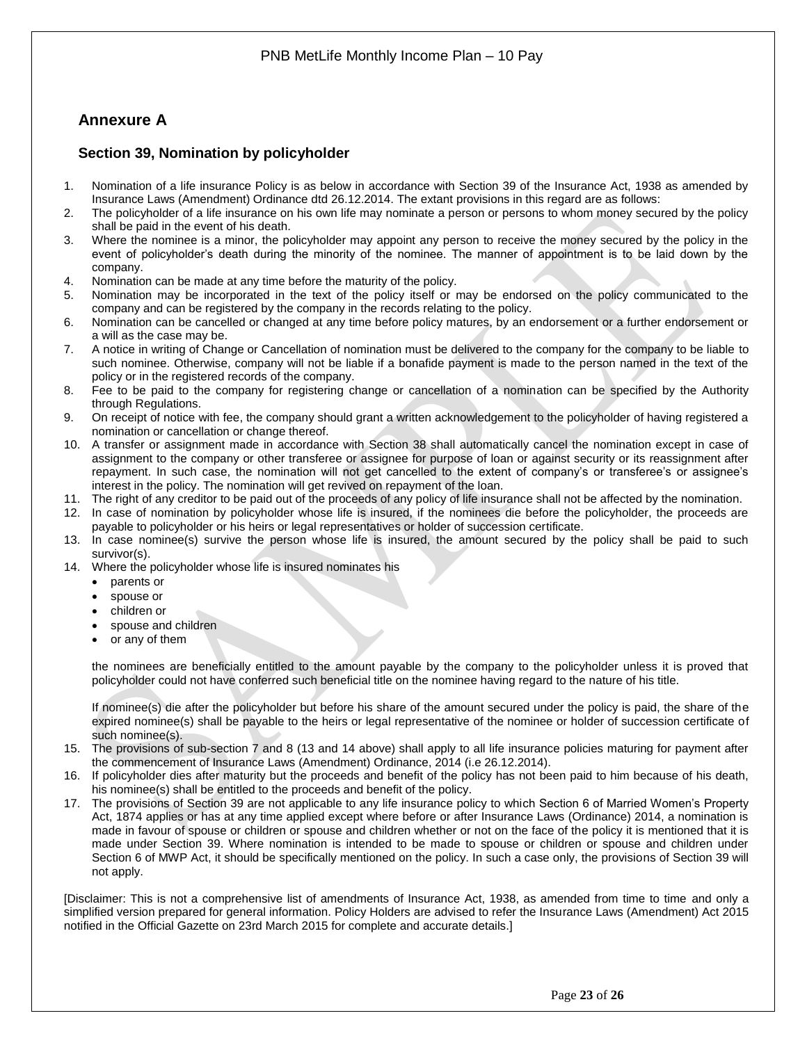## Annexure A

### Section 39, Nomination by policyholder

1. Nomination of a life insurance Policy is as below in accordance with Section 39 of the Insurance Act, 1938 as amended by Insurance Laws (Amendment) Ordinance dtd 26.12.2014. The extant provisions in this regard are as follows:
2. The policyholder of a life insurance on his own life may nominate a person or persons to whom money secured by the policy shall be paid in the event of his death.
3. Where the nominee is a minor, the policyholder may appoint any person to receive the money secured by the policy in the event of policyholder's death during the minority of the nominee. The manner of appointment is to be laid down by the company.
4. Nomination can be made at any time before the maturity of the policy.
5. Nomination may be incorporated in the text of the policy itself or may be endorsed on the policy communicated to the company and can be registered by the company in the records relating to the policy.
6. Nomination can be cancelled or changed at any time before policy matures, by an endorsement or a further endorsement or a will as the case may be.
7. A notice in writing of Change or Cancellation of nomination must be delivered to the company for the company to be liable to such nominee. Otherwise, company will not be liable if a bonafide payment is made to the person named in the text of the policy or in the registered records of the company.
8. Fee to be paid to the company for registering change or cancellation of a nomination can be specified by the Authority through Regulations.
9. On receipt of notice with fee, the company should grant a written acknowledgement to the policyholder of having registered a nomination or cancellation or change thereof.
10. A transfer or assignment made in accordance with Section 38 shall automatically cancel the nomination except in case of assignment to the company or other transferee or assignee for purpose of loan or against security or its reassignment after repayment. In such case, the nomination will not get cancelled to the extent of company's or transferee's or assignee's interest in the policy. The nomination will get revived on repayment of the loan.
11. The right of any creditor to be paid out of the proceeds of any policy of life insurance shall not be affected by the nomination.
12. In case of nomination by policyholder whose life is insured, if the nominees die before the policyholder, the proceeds are payable to policyholder or his heirs or legal representatives or holder of succession certificate.
13. In case nominee(s) survive the person whose life is insured, the amount secured by the policy shall be paid to such survivor(s).
14. Where the policyholder whose life is insured nominates his
    - parents or
    - spouse or
    - children or
    - spouse and children
    - or any of them

    the nominees are beneficially entitled to the amount payable by the company to the policyholder unless it is proved that policyholder could not have conferred such beneficial title on the nominee having regard to the nature of his title.

    If nominee(s) die after the policyholder but before his share of the amount secured under the policy is paid, the share of the expired nominee(s) shall be payable to the heirs or legal representative of the nominee or holder of succession certificate of such nominee(s).
15. The provisions of sub-section 7 and 8 (13 and 14 above) shall apply to all life insurance policies maturing for payment after the commencement of Insurance Laws (Amendment) Ordinance, 2014 (i.e 26.12.2014).
16. If policyholder dies after maturity but the proceeds and benefit of the policy has not been paid to him because of his death, his nominee(s) shall be entitled to the proceeds and benefit of the policy.
17. The provisions of Section 39 are not applicable to any life insurance policy to which Section 6 of Married Women's Property Act, 1874 applies or has at any time applied except where before or after Insurance Laws (Ordinance) 2014, a nomination is made in favour of spouse or children or spouse and children whether or not on the face of the policy it is mentioned that it is made under Section 39. Where nomination is intended to be made to spouse or children or spouse and children under Section 6 of MWP Act, it should be specifically mentioned on the policy. In such a case only, the provisions of Section 39 will not apply.

[Disclaimer: This is not a comprehensive list of amendments of Insurance Act, 1938, as amended from time to time and only a simplified version prepared for general information. Policy Holders are advised to refer the Insurance Laws (Amendment) Act 2015 notified in the Official Gazette on 23rd March 2015 for complete and accurate details.]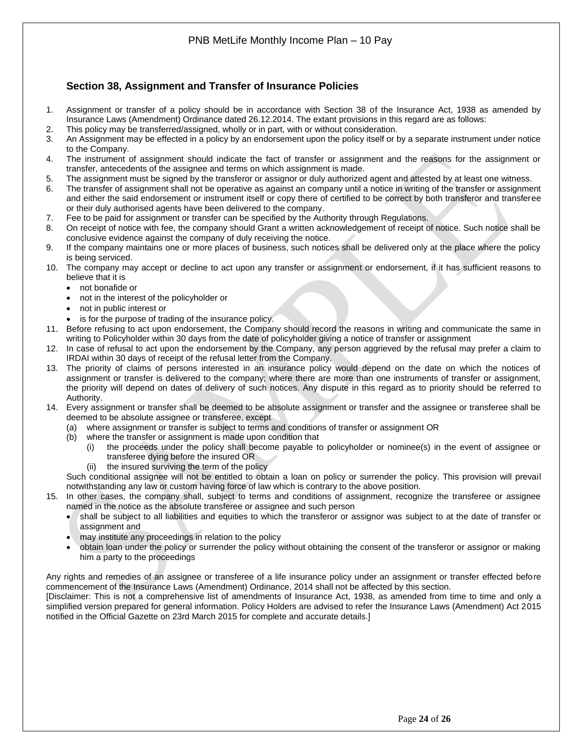## Section 38, Assignment and Transfer of Insurance Policies

1. Assignment or transfer of a policy should be in accordance with Section 38 of the Insurance Act, 1938 as amended by Insurance Laws (Amendment) Ordinance dated 26.12.2014. The extant provisions in this regard are as follows:
2. This policy may be transferred/assigned, wholly or in part, with or without consideration.
3. An Assignment may be effected in a policy by an endorsement upon the policy itself or by a separate instrument under notice to the Company.
4. The instrument of assignment should indicate the fact of transfer or assignment and the reasons for the assignment or transfer, antecedents of the assignee and terms on which assignment is made.
5. The assignment must be signed by the transferor or assignor or duly authorized agent and attested by at least one witness.
6. The transfer of assignment shall not be operative as against an company until a notice in writing of the transfer or assignment and either the said endorsement or instrument itself or copy there of certified to be correct by both transferor and transferee or their duly authorised agents have been delivered to the company.
7. Fee to be paid for assignment or transfer can be specified by the Authority through Regulations.
8. On receipt of notice with fee, the company should Grant a written acknowledgement of receipt of notice. Such notice shall be conclusive evidence against the company of duly receiving the notice.
9. If the company maintains one or more places of business, such notices shall be delivered only at the place where the policy is being serviced.
10. The company may accept or decline to act upon any transfer or assignment or endorsement, if it has sufficient reasons to believe that it is
    - not bonafide or
    - not in the interest of the policyholder or
    - not in public interest or
    - is for the purpose of trading of the insurance policy.
11. Before refusing to act upon endorsement, the Company should record the reasons in writing and communicate the same in writing to Policyholder within 30 days from the date of policyholder giving a notice of transfer or assignment
12. In case of refusal to act upon the endorsement by the Company, any person aggrieved by the refusal may prefer a claim to IRDAI within 30 days of receipt of the refusal letter from the Company.
13. The priority of claims of persons interested in an insurance policy would depend on the date on which the notices of assignment or transfer is delivered to the company; where there are more than one instruments of transfer or assignment, the priority will depend on dates of delivery of such notices. Any dispute in this regard as to priority should be referred to Authority.
14. Every assignment or transfer shall be deemed to be absolute assignment or transfer and the assignee or transferee shall be deemed to be absolute assignee or transferee, except
    (a) where assignment or transfer is subject to terms and conditions of transfer or assignment OR
    (b) where the transfer or assignment is made upon condition that
        (i) the proceeds under the policy shall become payable to policyholder or nominee(s) in the event of assignee or transferee dying before the insured OR
        (ii) the insured surviving the term of the policy

    Such conditional assignee will not be entitled to obtain a loan on policy or surrender the policy. This provision will prevail notwithstanding any law or custom having force of law which is contrary to the above position.
15. In other cases, the company shall, subject to terms and conditions of assignment, recognize the transferee or assignee named in the notice as the absolute transferee or assignee and such person
    - shall be subject to all liabilities and equities to which the transferor or assignor was subject to at the date of transfer or assignment and
    - may institute any proceedings in relation to the policy
    - obtain loan under the policy or surrender the policy without obtaining the consent of the transferor or assignor or making him a party to the proceedings

Any rights and remedies of an assignee or transferee of a life insurance policy under an assignment or transfer effected before commencement of the Insurance Laws (Amendment) Ordinance, 2014 shall not be affected by this section.

[Disclaimer: This is not a comprehensive list of amendments of Insurance Act, 1938, as amended from time to time and only a simplified version prepared for general information. Policy Holders are advised to refer the Insurance Laws (Amendment) Act 2015 notified in the Official Gazette on 23rd March 2015 for complete and accurate details.]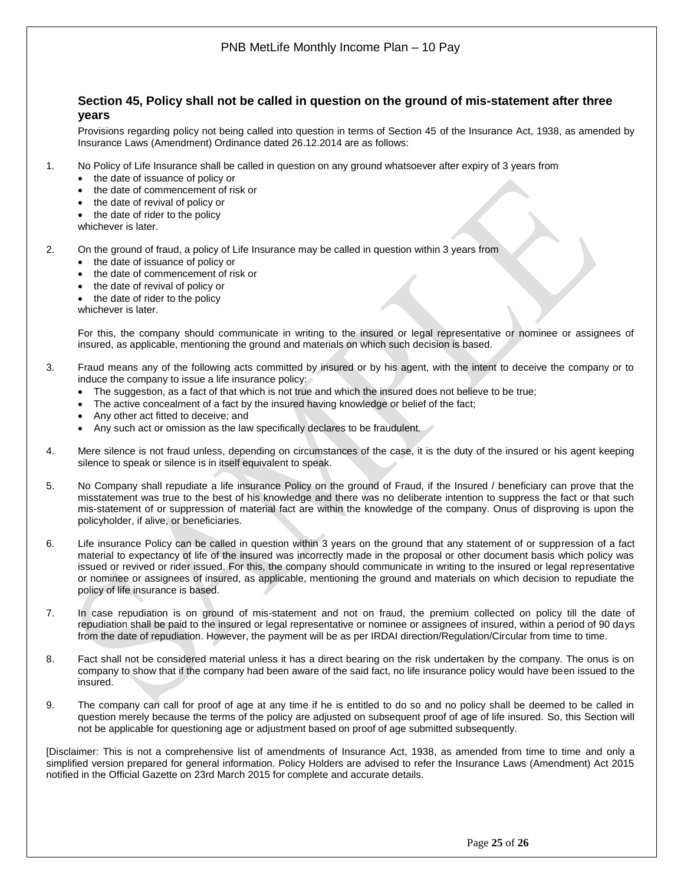## Section 45, Policy shall not be called in question on the ground of mis-statement after three years

Provisions regarding policy not being called into question in terms of Section 45 of the Insurance Act, 1938, as amended by Insurance Laws (Amendment) Ordinance dated 26.12.2014 are as follows:

1. No Policy of Life Insurance shall be called in question on any ground whatsoever after expiry of 3 years from
   - the date of issuance of policy or
   - the date of commencement of risk or
   - the date of revival of policy or
   - the date of rider to the policy

   whichever is later.

2. On the ground of fraud, a policy of Life Insurance may be called in question within 3 years from
   - the date of issuance of policy or
   - the date of commencement of risk or
   - the date of revival of policy or
   - the date of rider to the policy

   whichever is later.

   For this, the company should communicate in writing to the insured or legal representative or nominee or assignees of insured, as applicable, mentioning the ground and materials on which such decision is based.

3. Fraud means any of the following acts committed by insured or by his agent, with the intent to deceive the company or to induce the company to issue a life insurance policy:
   - The suggestion, as a fact of that which is not true and which the insured does not believe to be true;
   - The active concealment of a fact by the insured having knowledge or belief of the fact;
   - Any other act fitted to deceive; and
   - Any such act or omission as the law specifically declares to be fraudulent.

4. Mere silence is not fraud unless, depending on circumstances of the case, it is the duty of the insured or his agent keeping silence to speak or silence is in itself equivalent to speak.

5. No Company shall repudiate a life insurance Policy on the ground of Fraud, if the Insured / beneficiary can prove that the misstatement was true to the best of his knowledge and there was no deliberate intention to suppress the fact or that such mis-statement of or suppression of material fact are within the knowledge of the company. Onus of disproving is upon the policyholder, if alive, or beneficiaries.

6. Life insurance Policy can be called in question within 3 years on the ground that any statement of or suppression of a fact material to expectancy of life of the insured was incorrectly made in the proposal or other document basis which policy was issued or revived or rider issued. For this, the company should communicate in writing to the insured or legal representative or nominee or assignees of insured, as applicable, mentioning the ground and materials on which decision to repudiate the policy of life insurance is based.

7. In case repudiation is on ground of mis-statement and not on fraud, the premium collected on policy till the date of repudiation shall be paid to the insured or legal representative or nominee or assignees of insured, within a period of 90 days from the date of repudiation. However, the payment will be as per IRDAI direction/Regulation/Circular from time to time.

8. Fact shall not be considered material unless it has a direct bearing on the risk undertaken by the company. The onus is on company to show that if the company had been aware of the said fact, no life insurance policy would have been issued to the insured.

9. The company can call for proof of age at any time if he is entitled to do so and no policy shall be deemed to be called in question merely because the terms of the policy are adjusted on subsequent proof of age of life insured. So, this Section will not be applicable for questioning age or adjustment based on proof of age submitted subsequently.

[Disclaimer: This is not a comprehensive list of amendments of Insurance Act, 1938, as amended from time to time and only a simplified version prepared for general information. Policy Holders are advised to refer the Insurance Laws (Amendment) Act 2015 notified in the Official Gazette on 23rd March 2015 for complete and accurate details.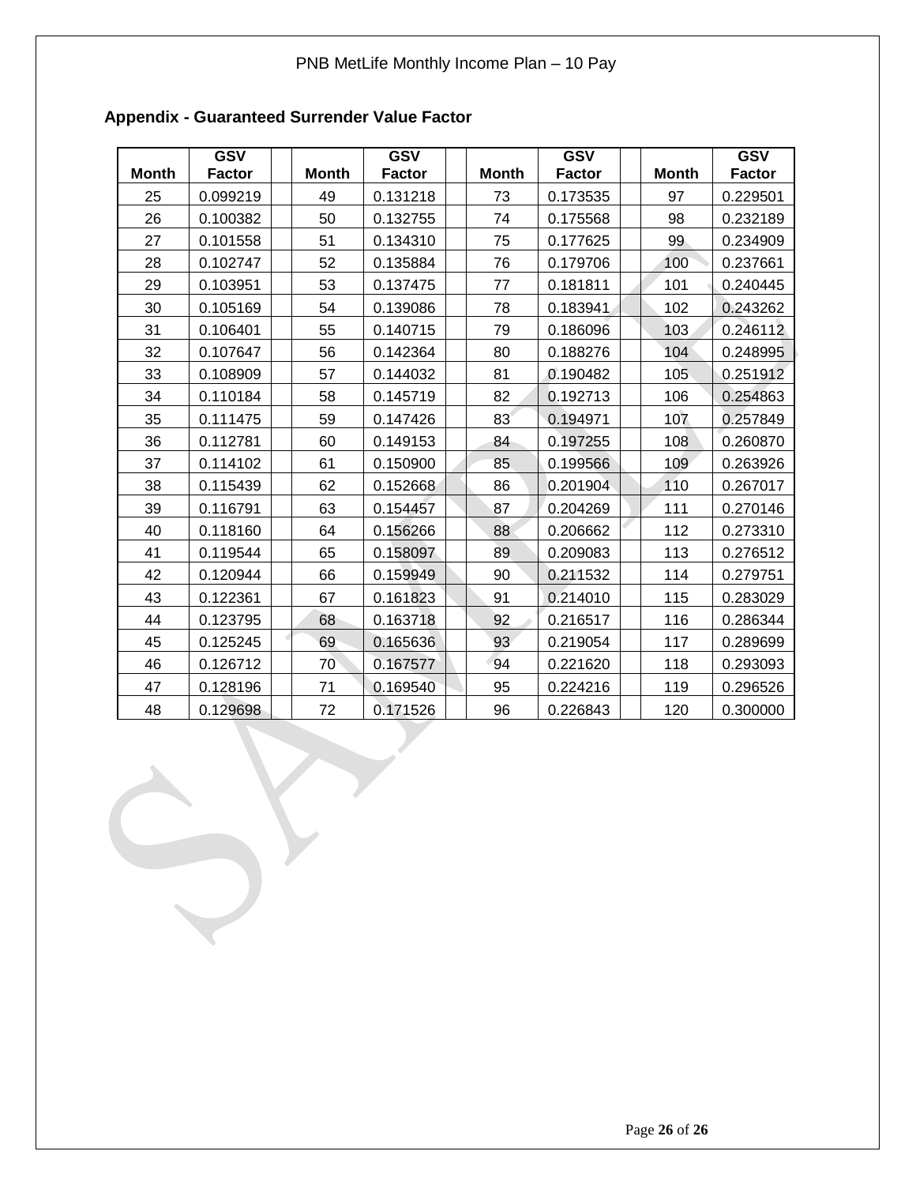## Appendix - Guaranteed Surrender Value Factor

| Month | GSV Factor | | Month | GSV Factor | | Month | GSV Factor | | Month | GSV Factor |
|---|---|---|---|---|---|---|---|---|---|---|
| 25 | 0.099219 | | 49 | 0.131218 | | 73 | 0.173535 | | 97 | 0.229501 |
| 26 | 0.100382 | | 50 | 0.132755 | | 74 | 0.175568 | | 98 | 0.232189 |
| 27 | 0.101558 | | 51 | 0.134310 | | 75 | 0.177625 | | 99 | 0.234909 |
| 28 | 0.102747 | | 52 | 0.135884 | | 76 | 0.179706 | | 100 | 0.237661 |
| 29 | 0.103951 | | 53 | 0.137475 | | 77 | 0.181811 | | 101 | 0.240445 |
| 30 | 0.105169 | | 54 | 0.139086 | | 78 | 0.183941 | | 102 | 0.243262 |
| 31 | 0.106401 | | 55 | 0.140715 | | 79 | 0.186096 | | 103 | 0.246112 |
| 32 | 0.107647 | | 56 | 0.142364 | | 80 | 0.188276 | | 104 | 0.248995 |
| 33 | 0.108909 | | 57 | 0.144032 | | 81 | 0.190482 | | 105 | 0.251912 |
| 34 | 0.110184 | | 58 | 0.145719 | | 82 | 0.192713 | | 106 | 0.254863 |
| 35 | 0.111475 | | 59 | 0.147426 | | 83 | 0.194971 | | 107 | 0.257849 |
| 36 | 0.112781 | | 60 | 0.149153 | | 84 | 0.197255 | | 108 | 0.260870 |
| 37 | 0.114102 | | 61 | 0.150900 | | 85 | 0.199566 | | 109 | 0.263926 |
| 38 | 0.115439 | | 62 | 0.152668 | | 86 | 0.201904 | | 110 | 0.267017 |
| 39 | 0.116791 | | 63 | 0.154457 | | 87 | 0.204269 | | 111 | 0.270146 |
| 40 | 0.118160 | | 64 | 0.156266 | | 88 | 0.206662 | | 112 | 0.273310 |
| 41 | 0.119544 | | 65 | 0.158097 | | 89 | 0.209083 | | 113 | 0.276512 |
| 42 | 0.120944 | | 66 | 0.159949 | | 90 | 0.211532 | | 114 | 0.279751 |
| 43 | 0.122361 | | 67 | 0.161823 | | 91 | 0.214010 | | 115 | 0.283029 |
| 44 | 0.123795 | | 68 | 0.163718 | | 92 | 0.216517 | | 116 | 0.286344 |
| 45 | 0.125245 | | 69 | 0.165636 | | 93 | 0.219054 | | 117 | 0.289699 |
| 46 | 0.126712 | | 70 | 0.167577 | | 94 | 0.221620 | | 118 | 0.293093 |
| 47 | 0.128196 | | 71 | 0.169540 | | 95 | 0.224216 | | 119 | 0.296526 |
| 48 | 0.129698 | | 72 | 0.171526 | | 96 | 0.226843 | | 120 | 0.300000 |